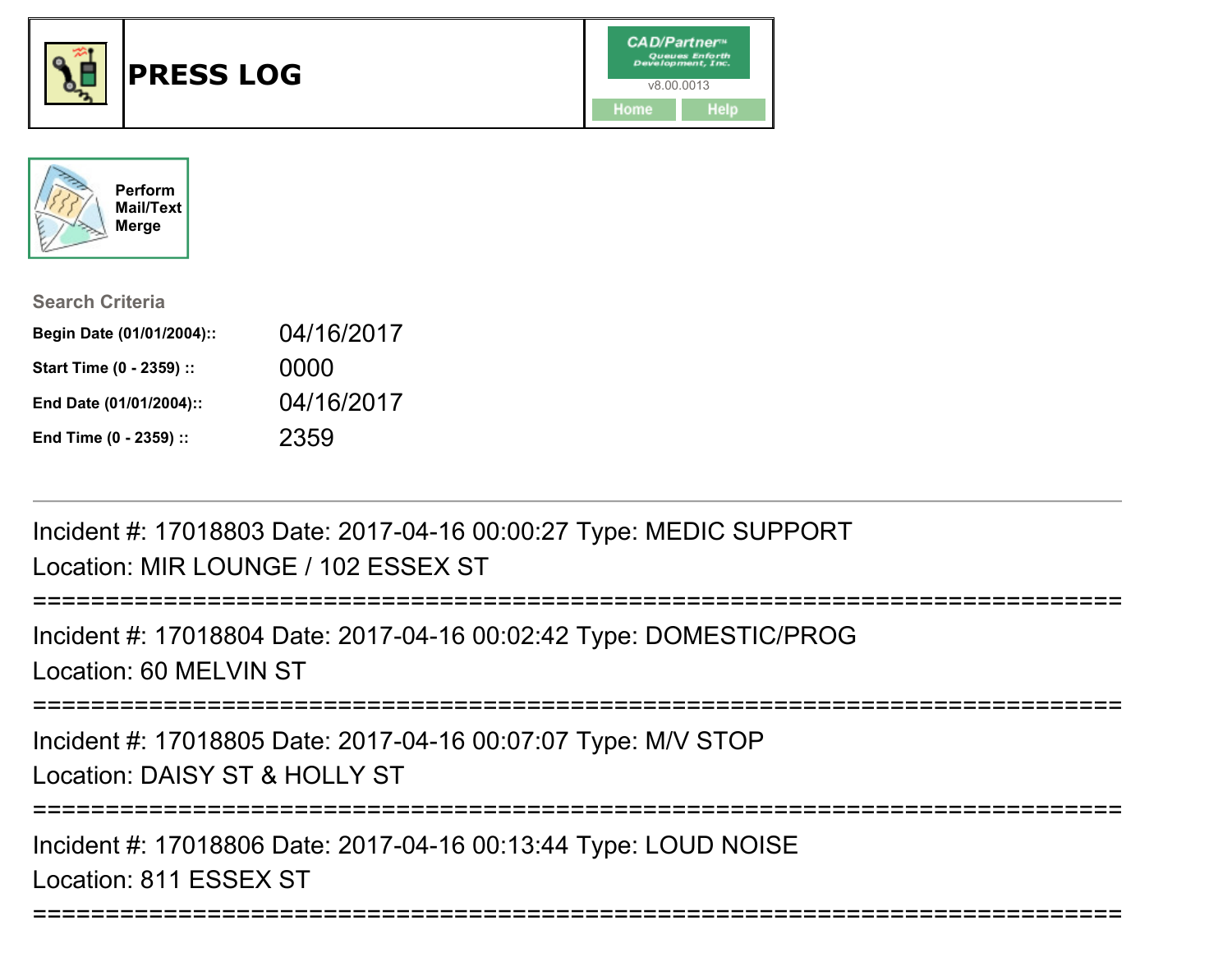# PRESS LOG

CAD/Partner™ Queues Enforth Development, Inc.
v8.00.0013

Home | Help

Perform Mail/Text Merge

**Search Criteria**

| | |
|---|---|
| **Begin Date (01/01/2004)::** | 04/16/2017 |
| **Start Time (0 - 2359) ::** | 0000 |
| **End Date (01/01/2004)::** | 04/16/2017 |
| **End Time (0 - 2359) ::** | 2359 |

---

Incident #: 17018803 Date: 2017-04-16 00:00:27 Type: MEDIC SUPPORT
Location: MIR LOUNGE / 102 ESSEX ST

===========================================================================

Incident #: 17018804 Date: 2017-04-16 00:02:42 Type: DOMESTIC/PROG
Location: 60 MELVIN ST

===========================================================================

Incident #: 17018805 Date: 2017-04-16 00:07:07 Type: M/V STOP
Location: DAISY ST & HOLLY ST

===========================================================================

Incident #: 17018806 Date: 2017-04-16 00:13:44 Type: LOUD NOISE
Location: 811 ESSEX ST

===========================================================================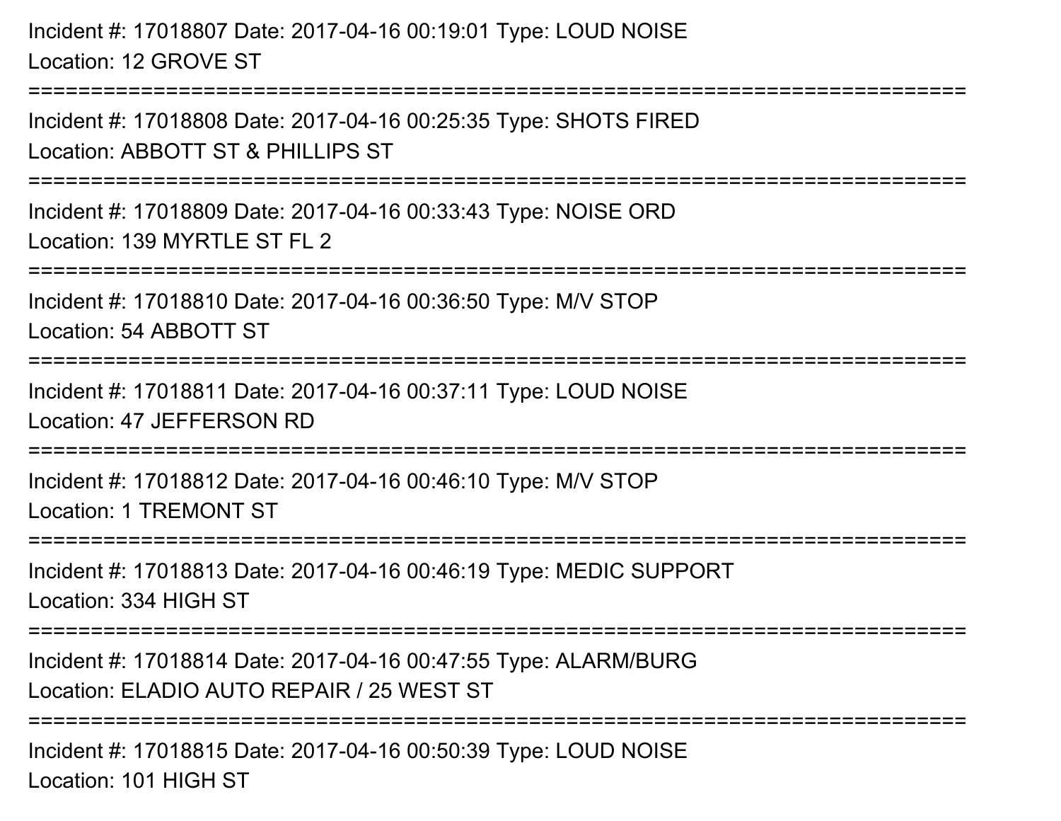Incident #: 17018807 Date: 2017-04-16 00:19:01 Type: LOUD NOISE
Location: 12 GROVE ST

===========================================================================

Incident #: 17018808 Date: 2017-04-16 00:25:35 Type: SHOTS FIRED
Location: ABBOTT ST & PHILLIPS ST

===========================================================================

Incident #: 17018809 Date: 2017-04-16 00:33:43 Type: NOISE ORD
Location: 139 MYRTLE ST FL 2

===========================================================================

Incident #: 17018810 Date: 2017-04-16 00:36:50 Type: M/V STOP
Location: 54 ABBOTT ST

===========================================================================

Incident #: 17018811 Date: 2017-04-16 00:37:11 Type: LOUD NOISE
Location: 47 JEFFERSON RD

===========================================================================

Incident #: 17018812 Date: 2017-04-16 00:46:10 Type: M/V STOP
Location: 1 TREMONT ST

===========================================================================

Incident #: 17018813 Date: 2017-04-16 00:46:19 Type: MEDIC SUPPORT
Location: 334 HIGH ST

===========================================================================

Incident #: 17018814 Date: 2017-04-16 00:47:55 Type: ALARM/BURG
Location: ELADIO AUTO REPAIR / 25 WEST ST

===========================================================================

Incident #: 17018815 Date: 2017-04-16 00:50:39 Type: LOUD NOISE
Location: 101 HIGH ST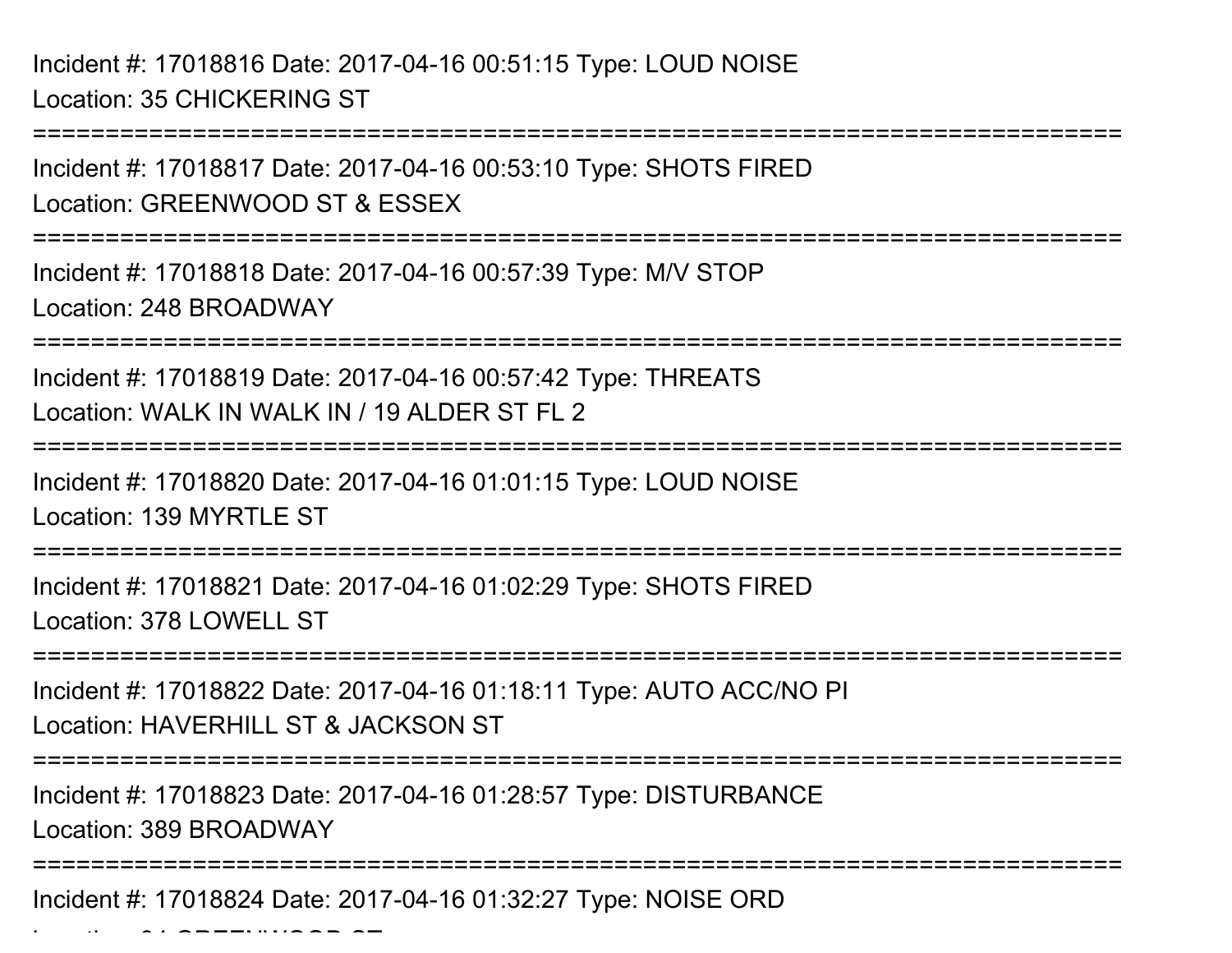Incident #: 17018816 Date: 2017-04-16 00:51:15 Type: LOUD NOISE
Location: 35 CHICKERING ST

===========================================================================

Incident #: 17018817 Date: 2017-04-16 00:53:10 Type: SHOTS FIRED
Location: GREENWOOD ST & ESSEX

===========================================================================

Incident #: 17018818 Date: 2017-04-16 00:57:39 Type: M/V STOP
Location: 248 BROADWAY

===========================================================================

Incident #: 17018819 Date: 2017-04-16 00:57:42 Type: THREATS
Location: WALK IN WALK IN / 19 ALDER ST FL 2

===========================================================================

Incident #: 17018820 Date: 2017-04-16 01:01:15 Type: LOUD NOISE
Location: 139 MYRTLE ST

===========================================================================

Incident #: 17018821 Date: 2017-04-16 01:02:29 Type: SHOTS FIRED
Location: 378 LOWELL ST

===========================================================================

Incident #: 17018822 Date: 2017-04-16 01:18:11 Type: AUTO ACC/NO PI
Location: HAVERHILL ST & JACKSON ST

===========================================================================

Incident #: 17018823 Date: 2017-04-16 01:28:57 Type: DISTURBANCE
Location: 389 BROADWAY

===========================================================================

Incident #: 17018824 Date: 2017-04-16 01:32:27 Type: NOISE ORD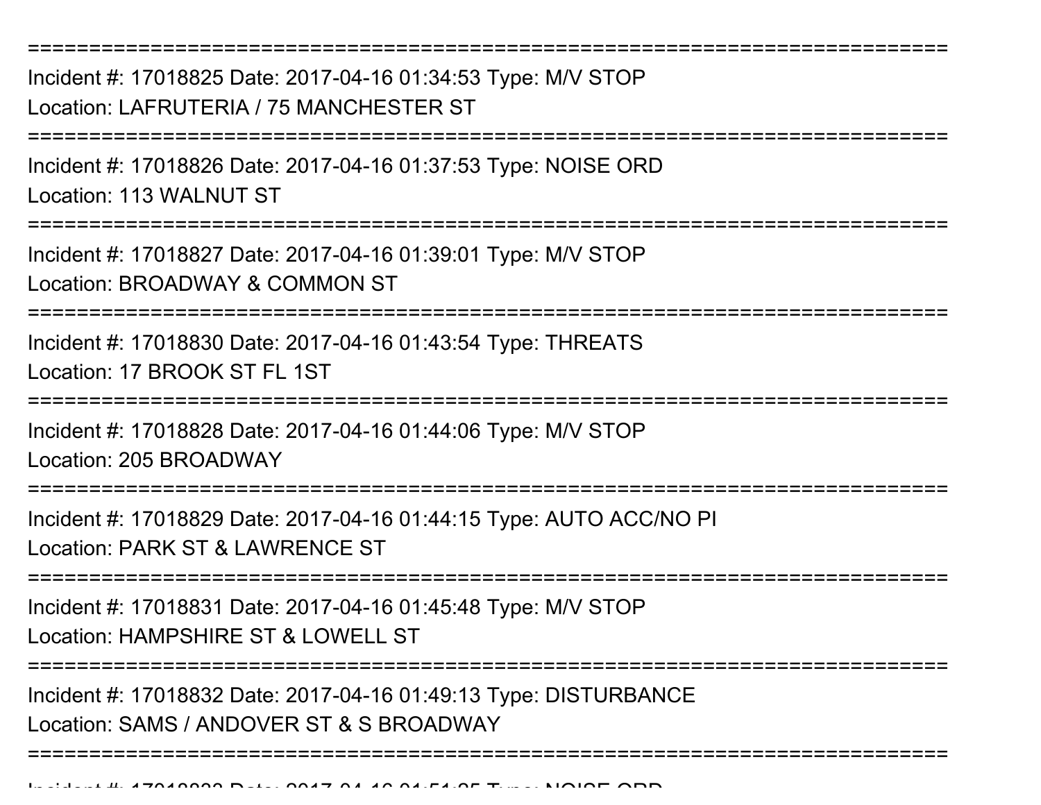===========================================================================

Incident #: 17018825 Date: 2017-04-16 01:34:53 Type: M/V STOP
Location: LAFRUTERIA / 75 MANCHESTER ST

===========================================================================

Incident #: 17018826 Date: 2017-04-16 01:37:53 Type: NOISE ORD
Location: 113 WALNUT ST

===========================================================================

Incident #: 17018827 Date: 2017-04-16 01:39:01 Type: M/V STOP
Location: BROADWAY & COMMON ST

===========================================================================

Incident #: 17018830 Date: 2017-04-16 01:43:54 Type: THREATS
Location: 17 BROOK ST FL 1ST

===========================================================================

Incident #: 17018828 Date: 2017-04-16 01:44:06 Type: M/V STOP
Location: 205 BROADWAY

===========================================================================

Incident #: 17018829 Date: 2017-04-16 01:44:15 Type: AUTO ACC/NO PI
Location: PARK ST & LAWRENCE ST

===========================================================================

Incident #: 17018831 Date: 2017-04-16 01:45:48 Type: M/V STOP
Location: HAMPSHIRE ST & LOWELL ST

===========================================================================

Incident #: 17018832 Date: 2017-04-16 01:49:13 Type: DISTURBANCE
Location: SAMS / ANDOVER ST & S BROADWAY

===========================================================================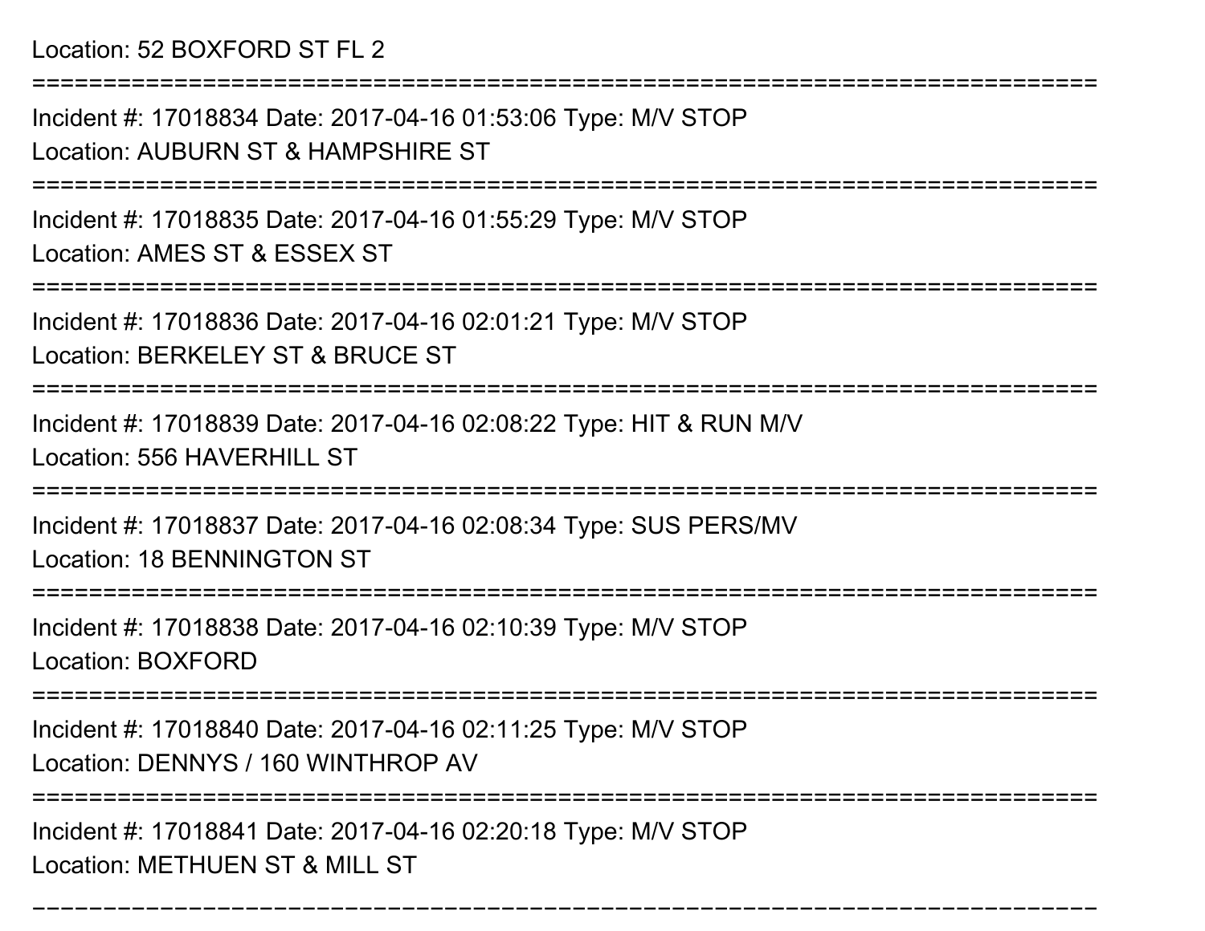Location: 52 BOXFORD ST FL 2

===========================================================================

Incident #: 17018834 Date: 2017-04-16 01:53:06 Type: M/V STOP

Location: AUBURN ST & HAMPSHIRE ST

===========================================================================

Incident #: 17018835 Date: 2017-04-16 01:55:29 Type: M/V STOP

Location: AMES ST & ESSEX ST

===========================================================================

Incident #: 17018836 Date: 2017-04-16 02:01:21 Type: M/V STOP

Location: BERKELEY ST & BRUCE ST

===========================================================================

Incident #: 17018839 Date: 2017-04-16 02:08:22 Type: HIT & RUN M/V

Location: 556 HAVERHILL ST

===========================================================================

Incident #: 17018837 Date: 2017-04-16 02:08:34 Type: SUS PERS/MV

Location: 18 BENNINGTON ST

===========================================================================

Incident #: 17018838 Date: 2017-04-16 02:10:39 Type: M/V STOP

Location: BOXFORD

===========================================================================

Incident #: 17018840 Date: 2017-04-16 02:11:25 Type: M/V STOP

Location: DENNYS / 160 WINTHROP AV

===========================================================================

Incident #: 17018841 Date: 2017-04-16 02:20:18 Type: M/V STOP

Location: METHUEN ST & MILL ST

===========================================================================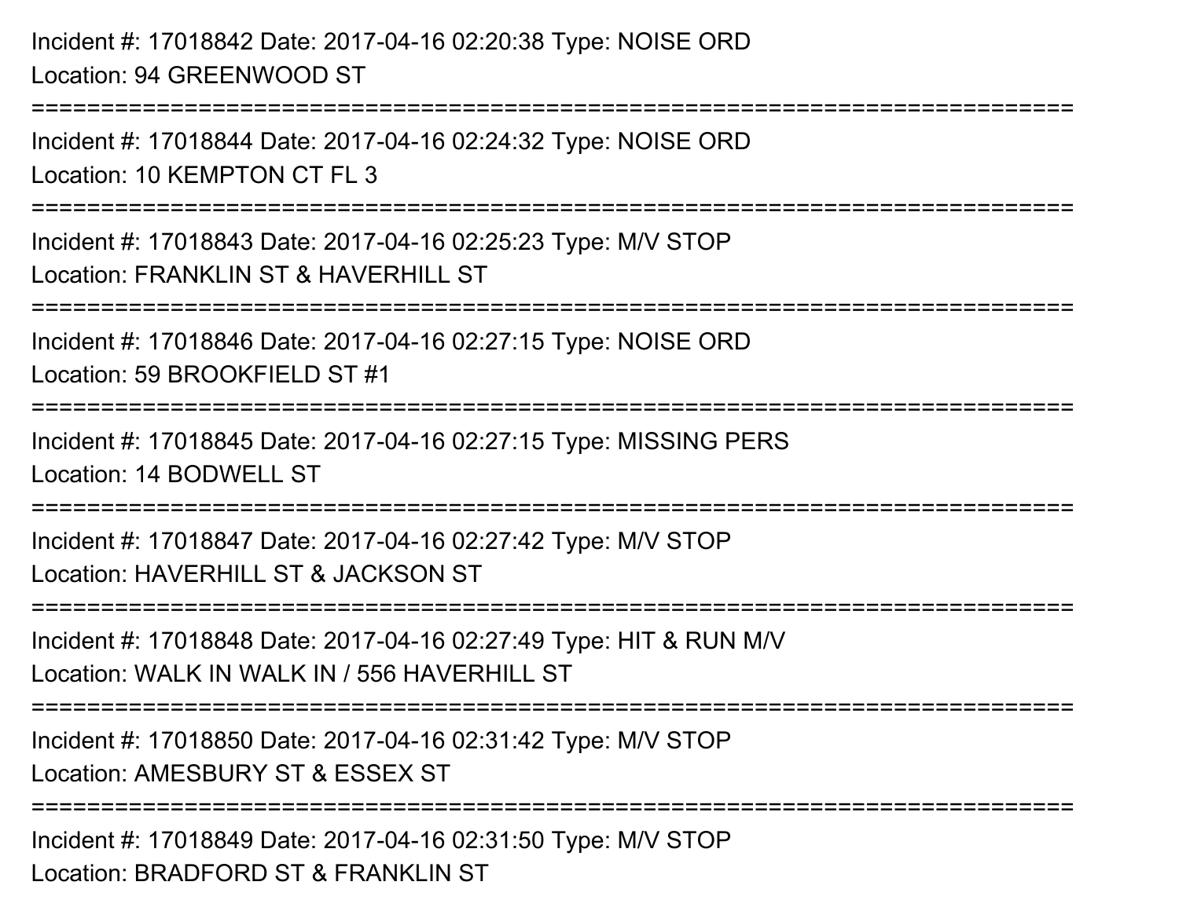Incident #: 17018842 Date: 2017-04-16 02:20:38 Type: NOISE ORD
Location: 94 GREENWOOD ST

===========================================================================

Incident #: 17018844 Date: 2017-04-16 02:24:32 Type: NOISE ORD
Location: 10 KEMPTON CT FL 3

===========================================================================

Incident #: 17018843 Date: 2017-04-16 02:25:23 Type: M/V STOP
Location: FRANKLIN ST & HAVERHILL ST

===========================================================================

Incident #: 17018846 Date: 2017-04-16 02:27:15 Type: NOISE ORD
Location: 59 BROOKFIELD ST #1

===========================================================================

Incident #: 17018845 Date: 2017-04-16 02:27:15 Type: MISSING PERS
Location: 14 BODWELL ST

===========================================================================

Incident #: 17018847 Date: 2017-04-16 02:27:42 Type: M/V STOP
Location: HAVERHILL ST & JACKSON ST

===========================================================================

Incident #: 17018848 Date: 2017-04-16 02:27:49 Type: HIT & RUN M/V
Location: WALK IN WALK IN / 556 HAVERHILL ST

===========================================================================

Incident #: 17018850 Date: 2017-04-16 02:31:42 Type: M/V STOP
Location: AMESBURY ST & ESSEX ST

===========================================================================

Incident #: 17018849 Date: 2017-04-16 02:31:50 Type: M/V STOP
Location: BRADFORD ST & FRANKLIN ST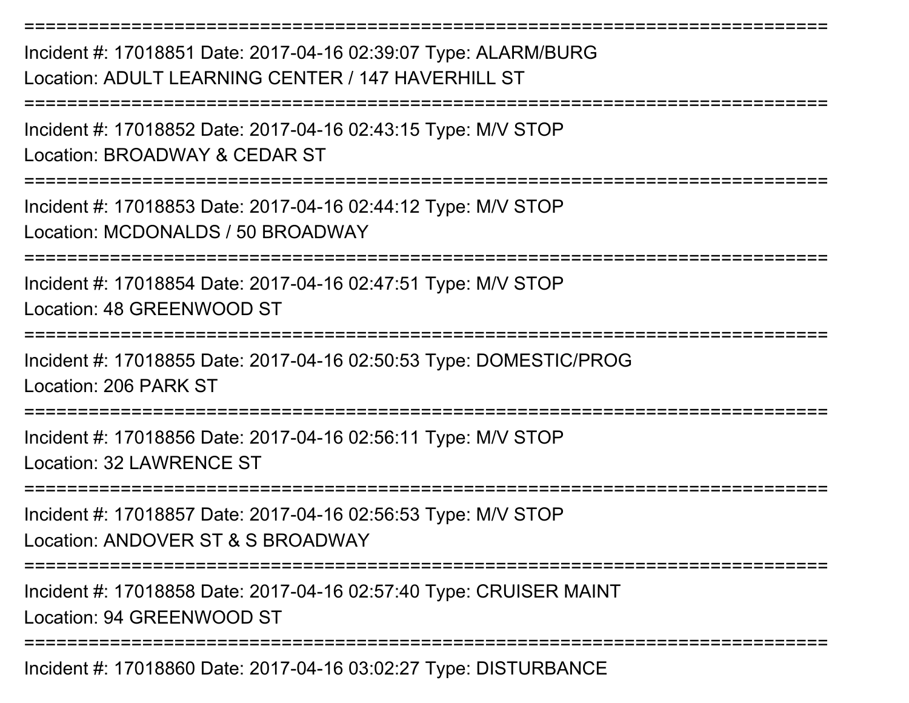===========================================================================

Incident #: 17018851 Date: 2017-04-16 02:39:07 Type: ALARM/BURG
Location: ADULT LEARNING CENTER / 147 HAVERHILL ST

===========================================================================

Incident #: 17018852 Date: 2017-04-16 02:43:15 Type: M/V STOP
Location: BROADWAY & CEDAR ST

===========================================================================

Incident #: 17018853 Date: 2017-04-16 02:44:12 Type: M/V STOP
Location: MCDONALDS / 50 BROADWAY

===========================================================================

Incident #: 17018854 Date: 2017-04-16 02:47:51 Type: M/V STOP
Location: 48 GREENWOOD ST

===========================================================================

Incident #: 17018855 Date: 2017-04-16 02:50:53 Type: DOMESTIC/PROG
Location: 206 PARK ST

===========================================================================

Incident #: 17018856 Date: 2017-04-16 02:56:11 Type: M/V STOP
Location: 32 LAWRENCE ST

===========================================================================

Incident #: 17018857 Date: 2017-04-16 02:56:53 Type: M/V STOP
Location: ANDOVER ST & S BROADWAY

===========================================================================

Incident #: 17018858 Date: 2017-04-16 02:57:40 Type: CRUISER MAINT
Location: 94 GREENWOOD ST

===========================================================================

Incident #: 17018860 Date: 2017-04-16 03:02:27 Type: DISTURBANCE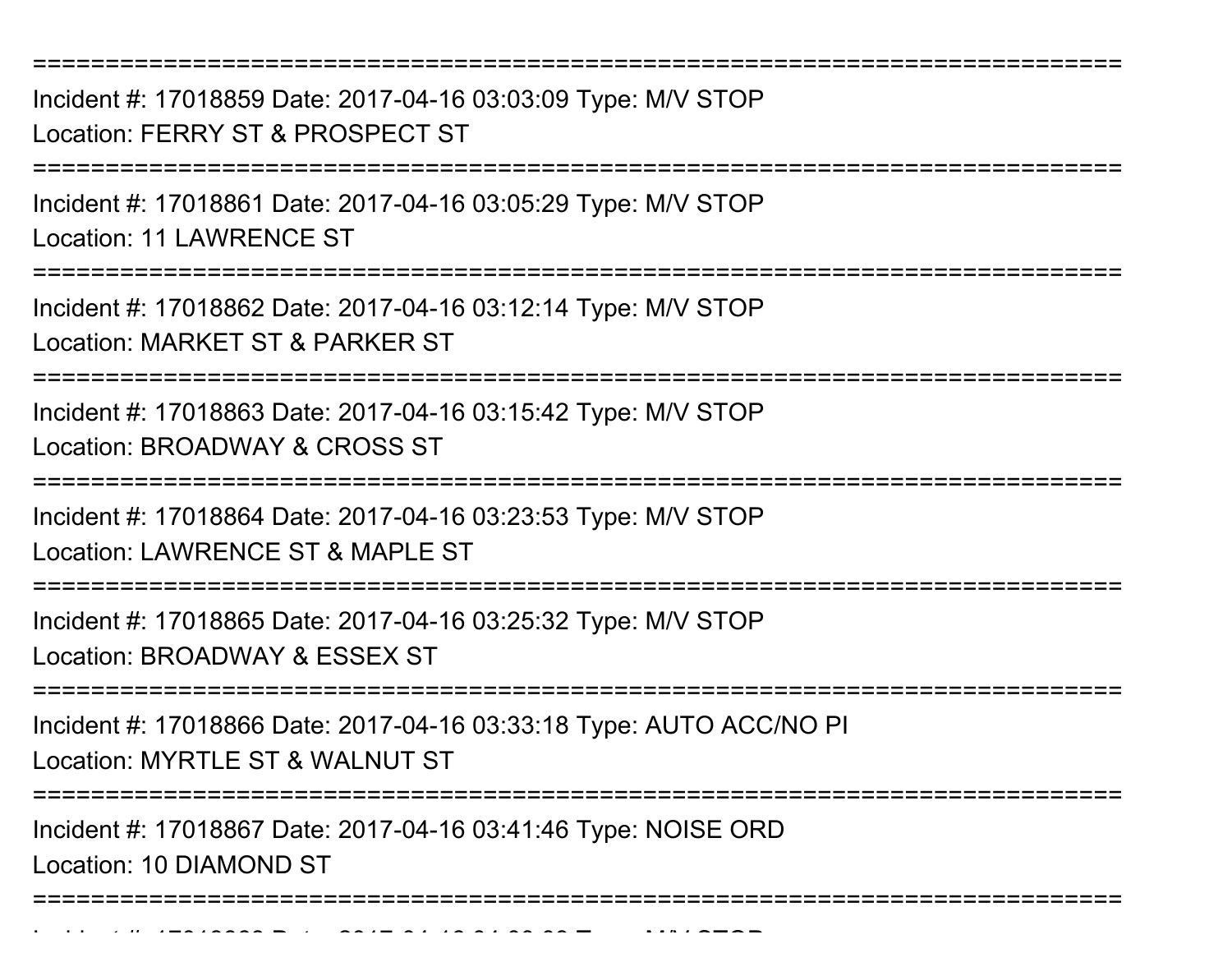===========================================================================
Incident #: 17018859 Date: 2017-04-16 03:03:09 Type: M/V STOP
Location: FERRY ST & PROSPECT ST
===========================================================================
Incident #: 17018861 Date: 2017-04-16 03:05:29 Type: M/V STOP
Location: 11 LAWRENCE ST
===========================================================================
Incident #: 17018862 Date: 2017-04-16 03:12:14 Type: M/V STOP
Location: MARKET ST & PARKER ST
===========================================================================
Incident #: 17018863 Date: 2017-04-16 03:15:42 Type: M/V STOP
Location: BROADWAY & CROSS ST
===========================================================================
Incident #: 17018864 Date: 2017-04-16 03:23:53 Type: M/V STOP
Location: LAWRENCE ST & MAPLE ST
===========================================================================
Incident #: 17018865 Date: 2017-04-16 03:25:32 Type: M/V STOP
Location: BROADWAY & ESSEX ST
===========================================================================
Incident #: 17018866 Date: 2017-04-16 03:33:18 Type: AUTO ACC/NO PI
Location: MYRTLE ST & WALNUT ST
===========================================================================
Incident #: 17018867 Date: 2017-04-16 03:41:46 Type: NOISE ORD
Location: 10 DIAMOND ST
===========================================================================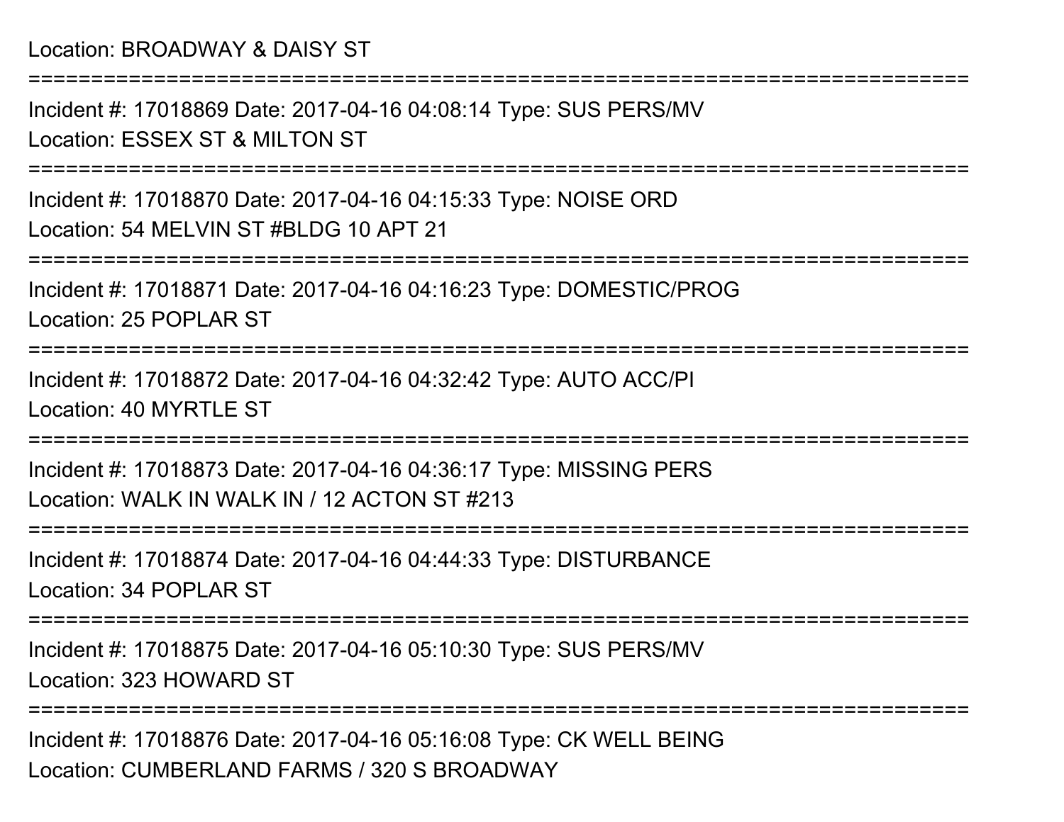Location: BROADWAY & DAISY ST

===========================================================================

Incident #: 17018869 Date: 2017-04-16 04:08:14 Type: SUS PERS/MV

Location: ESSEX ST & MILTON ST

===========================================================================

Incident #: 17018870 Date: 2017-04-16 04:15:33 Type: NOISE ORD

Location: 54 MELVIN ST #BLDG 10 APT 21

===========================================================================

Incident #: 17018871 Date: 2017-04-16 04:16:23 Type: DOMESTIC/PROG

Location: 25 POPLAR ST

===========================================================================

Incident #: 17018872 Date: 2017-04-16 04:32:42 Type: AUTO ACC/PI

Location: 40 MYRTLE ST

===========================================================================

Incident #: 17018873 Date: 2017-04-16 04:36:17 Type: MISSING PERS

Location: WALK IN WALK IN / 12 ACTON ST #213

===========================================================================

Incident #: 17018874 Date: 2017-04-16 04:44:33 Type: DISTURBANCE

Location: 34 POPLAR ST

===========================================================================

Incident #: 17018875 Date: 2017-04-16 05:10:30 Type: SUS PERS/MV

Location: 323 HOWARD ST

===========================================================================

Incident #: 17018876 Date: 2017-04-16 05:16:08 Type: CK WELL BEING

Location: CUMBERLAND FARMS / 320 S BROADWAY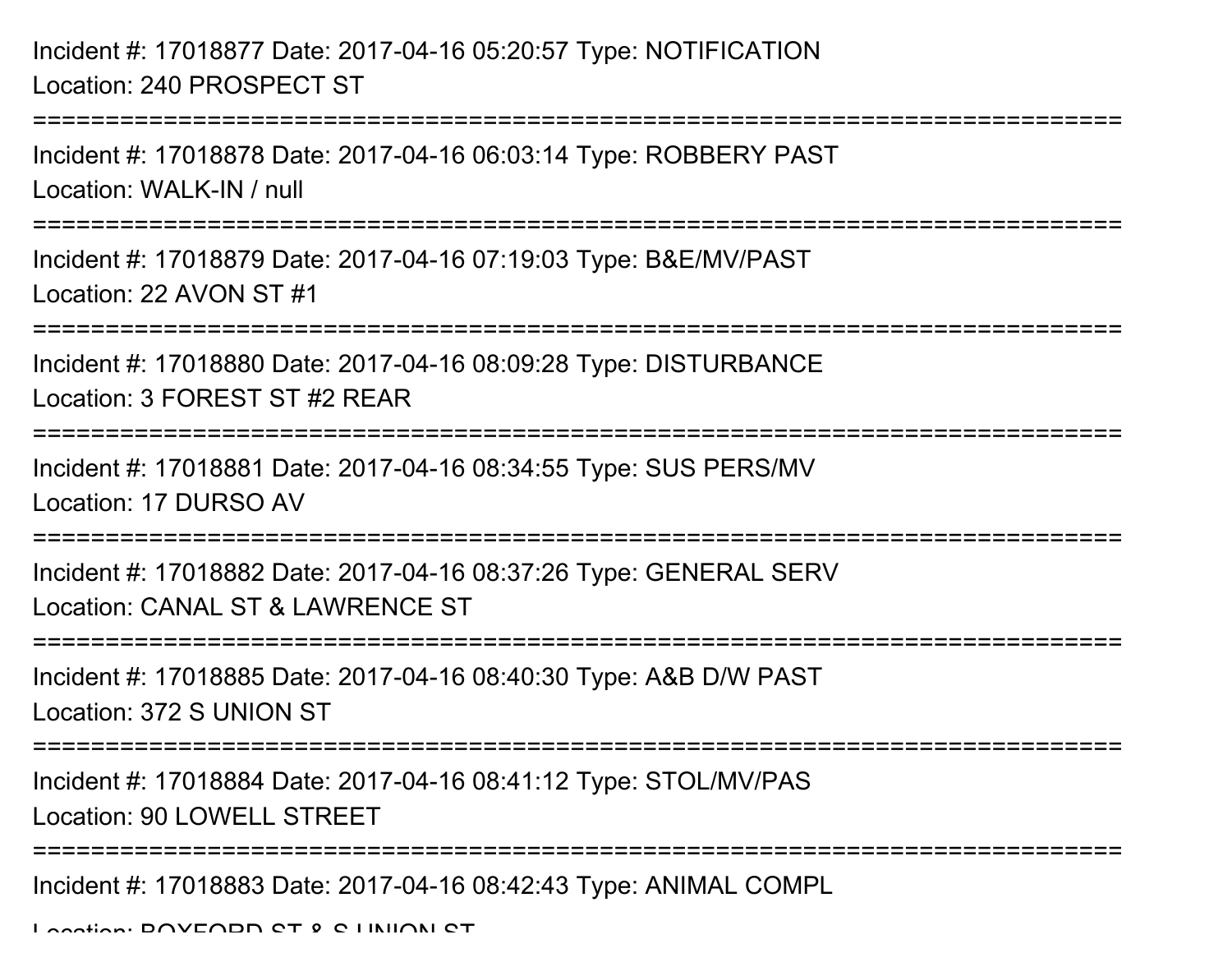Incident #: 17018877 Date: 2017-04-16 05:20:57 Type: NOTIFICATION
Location: 240 PROSPECT ST

===========================================================================

Incident #: 17018878 Date: 2017-04-16 06:03:14 Type: ROBBERY PAST
Location: WALK-IN / null

===========================================================================

Incident #: 17018879 Date: 2017-04-16 07:19:03 Type: B&E/MV/PAST
Location: 22 AVON ST #1

===========================================================================

Incident #: 17018880 Date: 2017-04-16 08:09:28 Type: DISTURBANCE
Location: 3 FOREST ST #2 REAR

===========================================================================

Incident #: 17018881 Date: 2017-04-16 08:34:55 Type: SUS PERS/MV
Location: 17 DURSO AV

===========================================================================

Incident #: 17018882 Date: 2017-04-16 08:37:26 Type: GENERAL SERV
Location: CANAL ST & LAWRENCE ST

===========================================================================

Incident #: 17018885 Date: 2017-04-16 08:40:30 Type: A&B D/W PAST
Location: 372 S UNION ST

===========================================================================

Incident #: 17018884 Date: 2017-04-16 08:41:12 Type: STOL/MV/PAS
Location: 90 LOWELL STREET

===========================================================================

Incident #: 17018883 Date: 2017-04-16 08:42:43 Type: ANIMAL COMPL
Location: BOXFORD ST & S UNION ST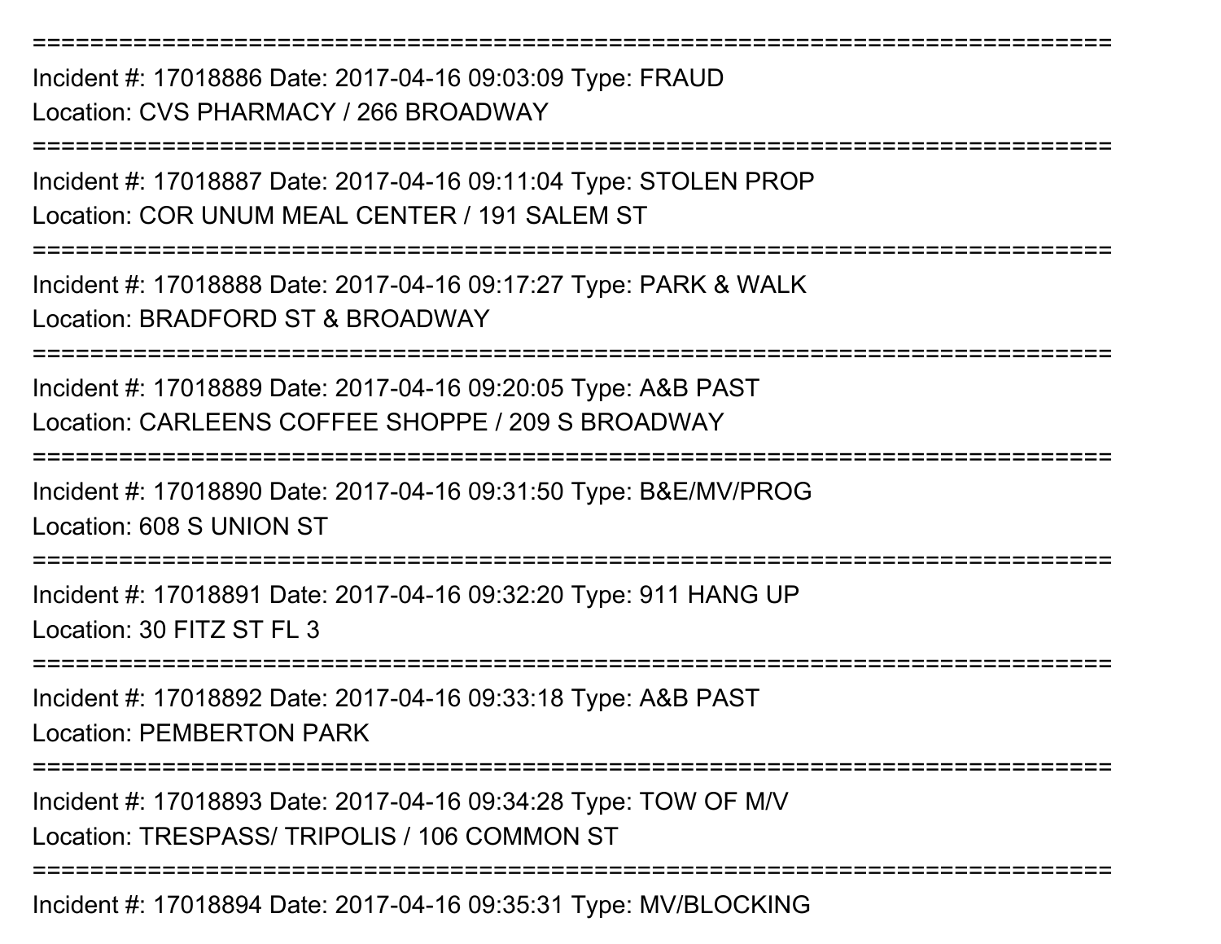===========================================================================

Incident #: 17018886 Date: 2017-04-16 09:03:09 Type: FRAUD
Location: CVS PHARMACY / 266 BROADWAY

===========================================================================

Incident #: 17018887 Date: 2017-04-16 09:11:04 Type: STOLEN PROP
Location: COR UNUM MEAL CENTER / 191 SALEM ST

===========================================================================

Incident #: 17018888 Date: 2017-04-16 09:17:27 Type: PARK & WALK
Location: BRADFORD ST & BROADWAY

===========================================================================

Incident #: 17018889 Date: 2017-04-16 09:20:05 Type: A&B PAST
Location: CARLEENS COFFEE SHOPPE / 209 S BROADWAY

===========================================================================

Incident #: 17018890 Date: 2017-04-16 09:31:50 Type: B&E/MV/PROG
Location: 608 S UNION ST

===========================================================================

Incident #: 17018891 Date: 2017-04-16 09:32:20 Type: 911 HANG UP
Location: 30 FITZ ST FL 3

===========================================================================

Incident #: 17018892 Date: 2017-04-16 09:33:18 Type: A&B PAST
Location: PEMBERTON PARK

===========================================================================

Incident #: 17018893 Date: 2017-04-16 09:34:28 Type: TOW OF M/V
Location: TRESPASS/ TRIPOLIS / 106 COMMON ST

===========================================================================

Incident #: 17018894 Date: 2017-04-16 09:35:31 Type: MV/BLOCKING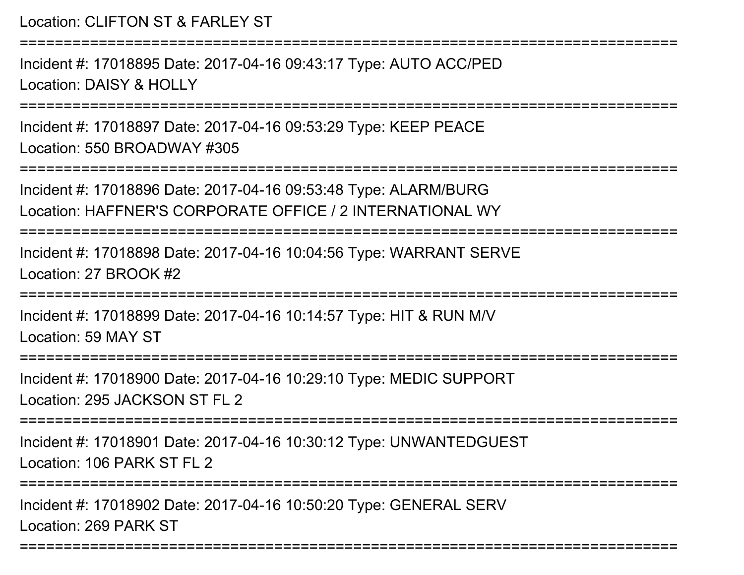Location: CLIFTON ST & FARLEY ST

===========================================================================

Incident #: 17018895 Date: 2017-04-16 09:43:17 Type: AUTO ACC/PED

Location: DAISY & HOLLY

===========================================================================

Incident #: 17018897 Date: 2017-04-16 09:53:29 Type: KEEP PEACE

Location: 550 BROADWAY #305

===========================================================================

Incident #: 17018896 Date: 2017-04-16 09:53:48 Type: ALARM/BURG

Location: HAFFNER'S CORPORATE OFFICE / 2 INTERNATIONAL WY

===========================================================================

Incident #: 17018898 Date: 2017-04-16 10:04:56 Type: WARRANT SERVE

Location: 27 BROOK #2

===========================================================================

Incident #: 17018899 Date: 2017-04-16 10:14:57 Type: HIT & RUN M/V

Location: 59 MAY ST

===========================================================================

Incident #: 17018900 Date: 2017-04-16 10:29:10 Type: MEDIC SUPPORT

Location: 295 JACKSON ST FL 2

===========================================================================

Incident #: 17018901 Date: 2017-04-16 10:30:12 Type: UNWANTEDGUEST

Location: 106 PARK ST FL 2

===========================================================================

Incident #: 17018902 Date: 2017-04-16 10:50:20 Type: GENERAL SERV

Location: 269 PARK ST

===========================================================================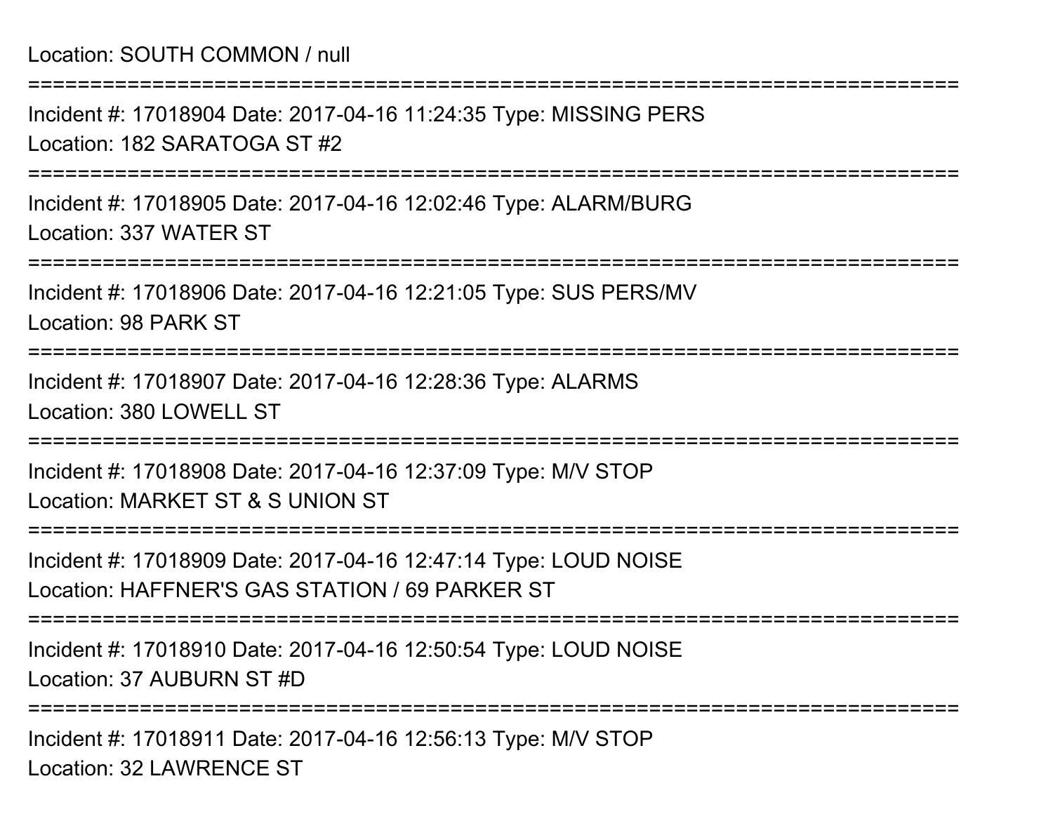Location: SOUTH COMMON / null

===========================================================================

Incident #: 17018904 Date: 2017-04-16 11:24:35 Type: MISSING PERS

Location: 182 SARATOGA ST #2

===========================================================================

Incident #: 17018905 Date: 2017-04-16 12:02:46 Type: ALARM/BURG

Location: 337 WATER ST

===========================================================================

Incident #: 17018906 Date: 2017-04-16 12:21:05 Type: SUS PERS/MV

Location: 98 PARK ST

===========================================================================

Incident #: 17018907 Date: 2017-04-16 12:28:36 Type: ALARMS

Location: 380 LOWELL ST

===========================================================================

Incident #: 17018908 Date: 2017-04-16 12:37:09 Type: M/V STOP

Location: MARKET ST & S UNION ST

===========================================================================

Incident #: 17018909 Date: 2017-04-16 12:47:14 Type: LOUD NOISE

Location: HAFFNER'S GAS STATION / 69 PARKER ST

===========================================================================

Incident #: 17018910 Date: 2017-04-16 12:50:54 Type: LOUD NOISE

Location: 37 AUBURN ST #D

===========================================================================

Incident #: 17018911 Date: 2017-04-16 12:56:13 Type: M/V STOP

Location: 32 LAWRENCE ST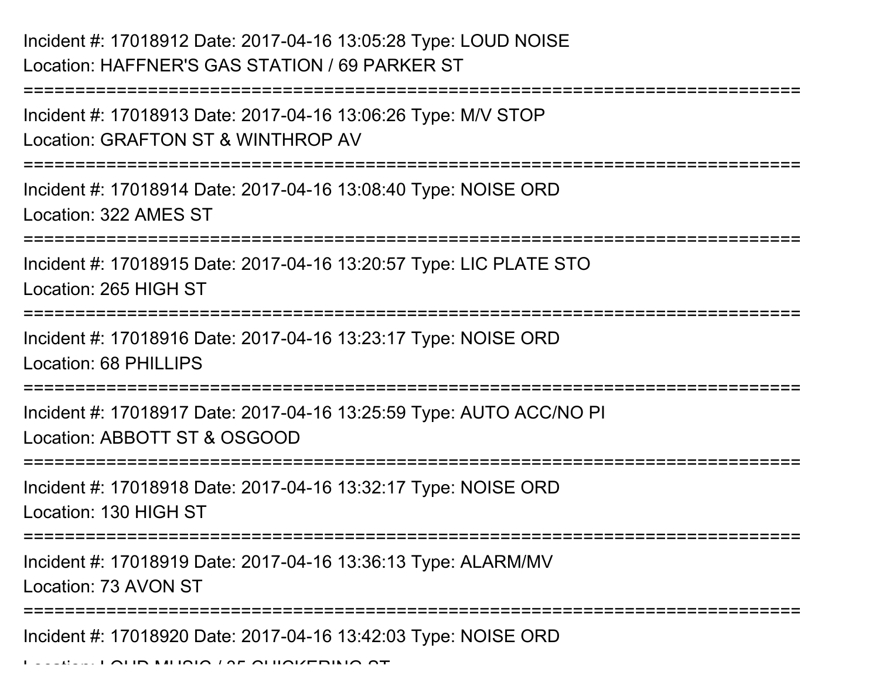Incident #: 17018912 Date: 2017-04-16 13:05:28 Type: LOUD NOISE
Location: HAFFNER'S GAS STATION / 69 PARKER ST

===========================================================================

Incident #: 17018913 Date: 2017-04-16 13:06:26 Type: M/V STOP
Location: GRAFTON ST & WINTHROP AV

===========================================================================

Incident #: 17018914 Date: 2017-04-16 13:08:40 Type: NOISE ORD
Location: 322 AMES ST

===========================================================================

Incident #: 17018915 Date: 2017-04-16 13:20:57 Type: LIC PLATE STO
Location: 265 HIGH ST

===========================================================================

Incident #: 17018916 Date: 2017-04-16 13:23:17 Type: NOISE ORD
Location: 68 PHILLIPS

===========================================================================

Incident #: 17018917 Date: 2017-04-16 13:25:59 Type: AUTO ACC/NO PI
Location: ABBOTT ST & OSGOOD

===========================================================================

Incident #: 17018918 Date: 2017-04-16 13:32:17 Type: NOISE ORD
Location: 130 HIGH ST

===========================================================================

Incident #: 17018919 Date: 2017-04-16 13:36:13 Type: ALARM/MV
Location: 73 AVON ST

===========================================================================

Incident #: 17018920 Date: 2017-04-16 13:42:03 Type: NOISE ORD
Location: LOUD MUSIC / 35 CHICKERING ST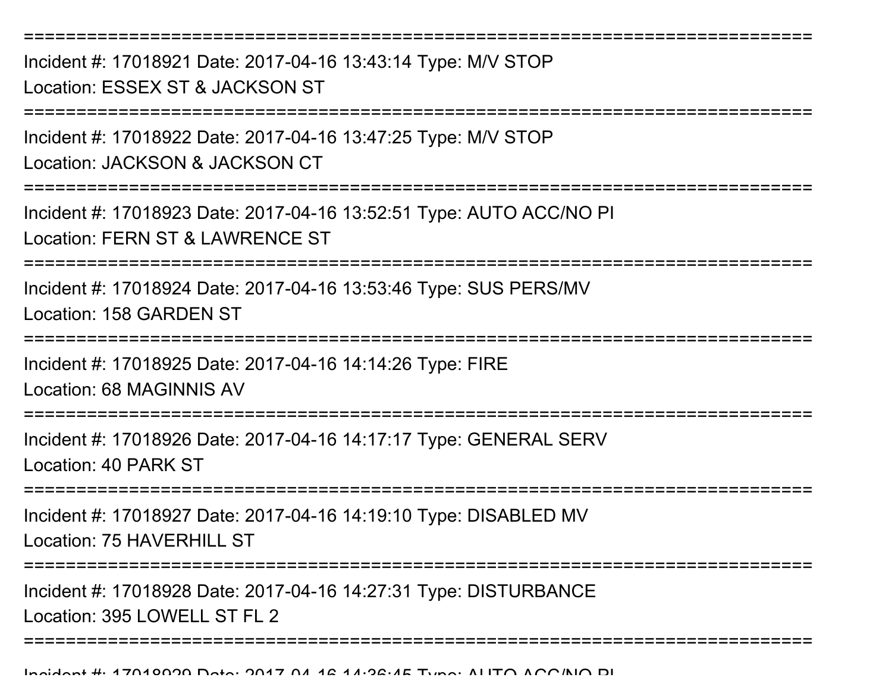===========================================================================
Incident #: 17018921 Date: 2017-04-16 13:43:14 Type: M/V STOP
Location: ESSEX ST & JACKSON ST
===========================================================================
Incident #: 17018922 Date: 2017-04-16 13:47:25 Type: M/V STOP
Location: JACKSON & JACKSON CT
===========================================================================
Incident #: 17018923 Date: 2017-04-16 13:52:51 Type: AUTO ACC/NO PI
Location: FERN ST & LAWRENCE ST
===========================================================================
Incident #: 17018924 Date: 2017-04-16 13:53:46 Type: SUS PERS/MV
Location: 158 GARDEN ST
===========================================================================
Incident #: 17018925 Date: 2017-04-16 14:14:26 Type: FIRE
Location: 68 MAGINNIS AV
===========================================================================
Incident #: 17018926 Date: 2017-04-16 14:17:17 Type: GENERAL SERV
Location: 40 PARK ST
===========================================================================
Incident #: 17018927 Date: 2017-04-16 14:19:10 Type: DISABLED MV
Location: 75 HAVERHILL ST
===========================================================================
Incident #: 17018928 Date: 2017-04-16 14:27:31 Type: DISTURBANCE
Location: 395 LOWELL ST FL 2
===========================================================================
Incident #: 17018929 Date: 2017-04-16 14:36:45 Type: AUTO ACC/NO PI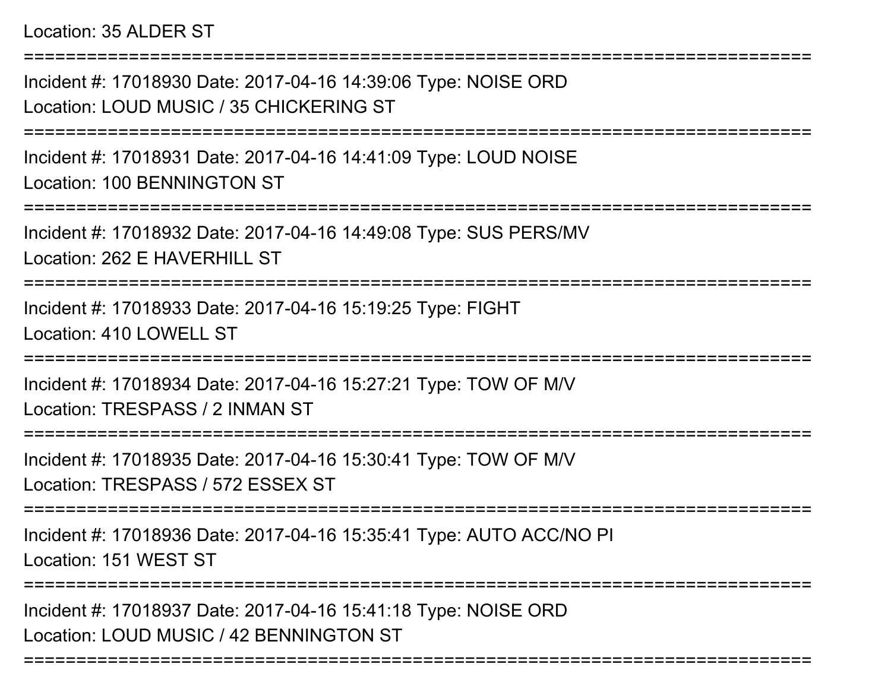Location: 35 ALDER ST

===========================================================================

Incident #: 17018930 Date: 2017-04-16 14:39:06 Type: NOISE ORD

Location: LOUD MUSIC / 35 CHICKERING ST

===========================================================================

Incident #: 17018931 Date: 2017-04-16 14:41:09 Type: LOUD NOISE

Location: 100 BENNINGTON ST

===========================================================================

Incident #: 17018932 Date: 2017-04-16 14:49:08 Type: SUS PERS/MV

Location: 262 E HAVERHILL ST

===========================================================================

Incident #: 17018933 Date: 2017-04-16 15:19:25 Type: FIGHT

Location: 410 LOWELL ST

===========================================================================

Incident #: 17018934 Date: 2017-04-16 15:27:21 Type: TOW OF M/V

Location: TRESPASS / 2 INMAN ST

===========================================================================

Incident #: 17018935 Date: 2017-04-16 15:30:41 Type: TOW OF M/V

Location: TRESPASS / 572 ESSEX ST

===========================================================================

Incident #: 17018936 Date: 2017-04-16 15:35:41 Type: AUTO ACC/NO PI

Location: 151 WEST ST

===========================================================================

Incident #: 17018937 Date: 2017-04-16 15:41:18 Type: NOISE ORD

Location: LOUD MUSIC / 42 BENNINGTON ST

===========================================================================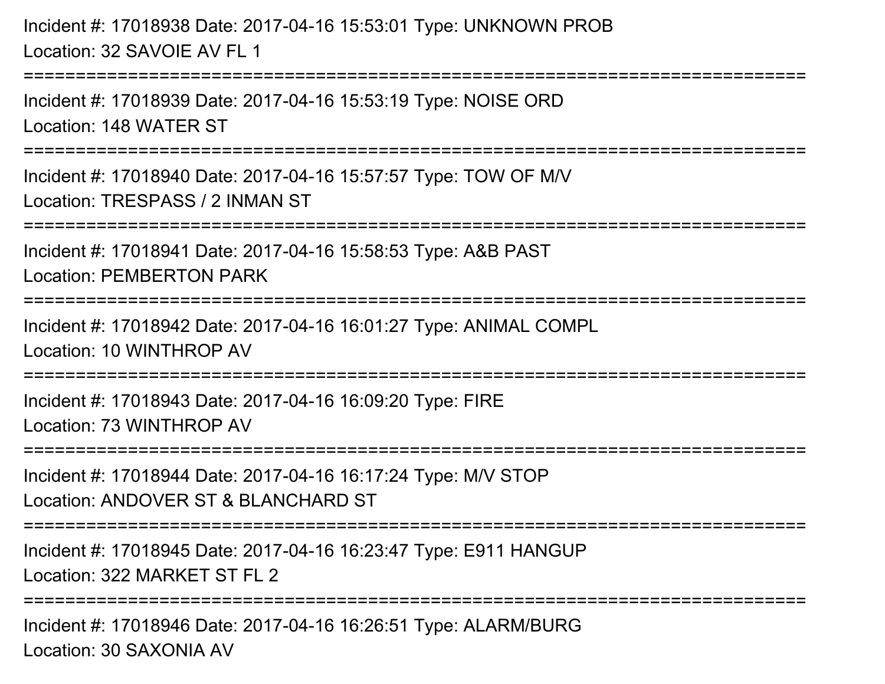Incident #: 17018938 Date: 2017-04-16 15:53:01 Type: UNKNOWN PROB
Location: 32 SAVOIE AV FL 1

===========================================================================

Incident #: 17018939 Date: 2017-04-16 15:53:19 Type: NOISE ORD
Location: 148 WATER ST

===========================================================================

Incident #: 17018940 Date: 2017-04-16 15:57:57 Type: TOW OF M/V
Location: TRESPASS / 2 INMAN ST

===========================================================================

Incident #: 17018941 Date: 2017-04-16 15:58:53 Type: A&B PAST
Location: PEMBERTON PARK

===========================================================================

Incident #: 17018942 Date: 2017-04-16 16:01:27 Type: ANIMAL COMPL
Location: 10 WINTHROP AV

===========================================================================

Incident #: 17018943 Date: 2017-04-16 16:09:20 Type: FIRE
Location: 73 WINTHROP AV

===========================================================================

Incident #: 17018944 Date: 2017-04-16 16:17:24 Type: M/V STOP
Location: ANDOVER ST & BLANCHARD ST

===========================================================================

Incident #: 17018945 Date: 2017-04-16 16:23:47 Type: E911 HANGUP
Location: 322 MARKET ST FL 2

===========================================================================

Incident #: 17018946 Date: 2017-04-16 16:26:51 Type: ALARM/BURG
Location: 30 SAXONIA AV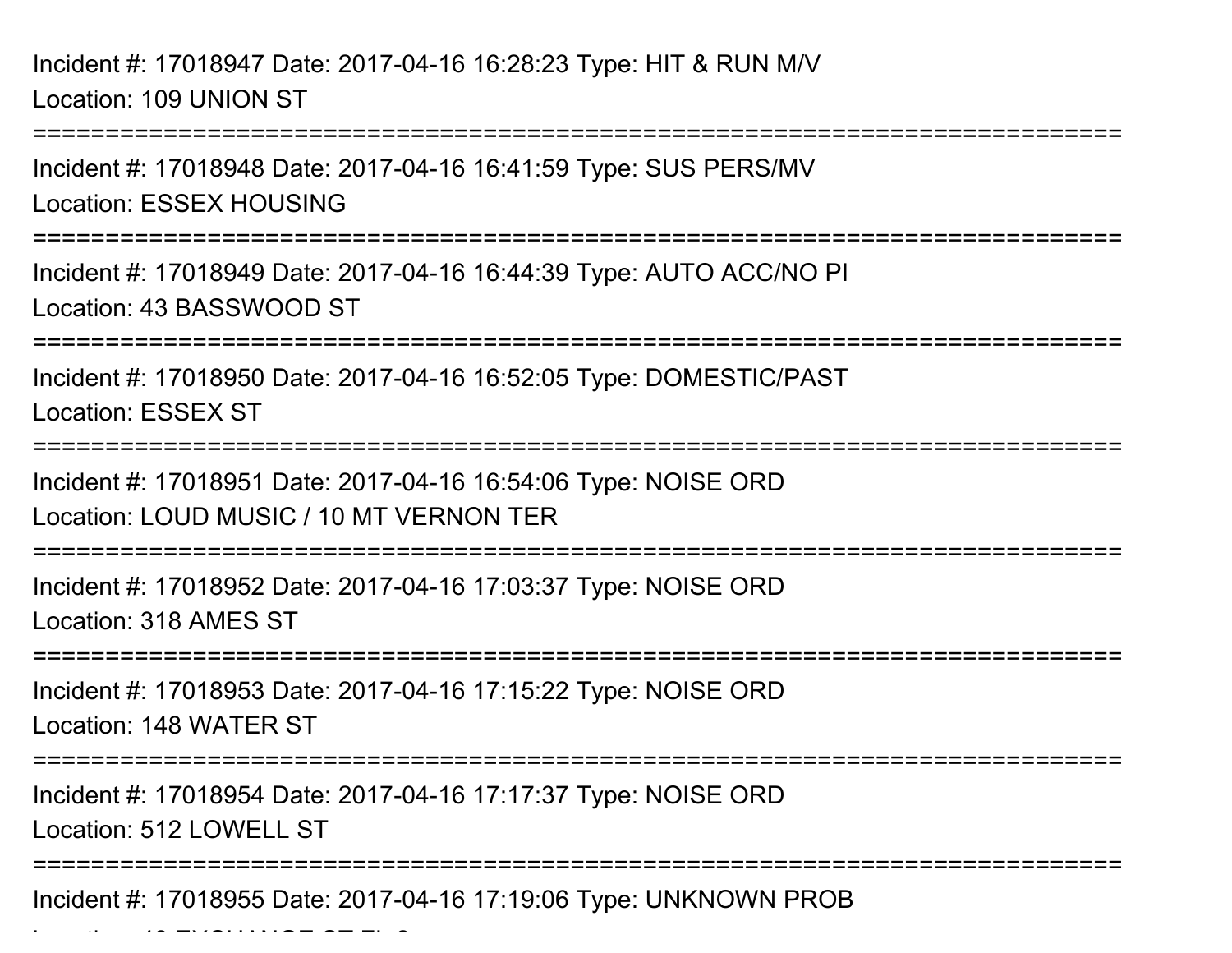Incident #: 17018947 Date: 2017-04-16 16:28:23 Type: HIT & RUN M/V
Location: 109 UNION ST

===========================================================================

Incident #: 17018948 Date: 2017-04-16 16:41:59 Type: SUS PERS/MV
Location: ESSEX HOUSING

===========================================================================

Incident #: 17018949 Date: 2017-04-16 16:44:39 Type: AUTO ACC/NO PI
Location: 43 BASSWOOD ST

===========================================================================

Incident #: 17018950 Date: 2017-04-16 16:52:05 Type: DOMESTIC/PAST
Location: ESSEX ST

===========================================================================

Incident #: 17018951 Date: 2017-04-16 16:54:06 Type: NOISE ORD
Location: LOUD MUSIC / 10 MT VERNON TER

===========================================================================

Incident #: 17018952 Date: 2017-04-16 17:03:37 Type: NOISE ORD
Location: 318 AMES ST

===========================================================================

Incident #: 17018953 Date: 2017-04-16 17:15:22 Type: NOISE ORD
Location: 148 WATER ST

===========================================================================

Incident #: 17018954 Date: 2017-04-16 17:17:37 Type: NOISE ORD
Location: 512 LOWELL ST

===========================================================================

Incident #: 17018955 Date: 2017-04-16 17:19:06 Type: UNKNOWN PROB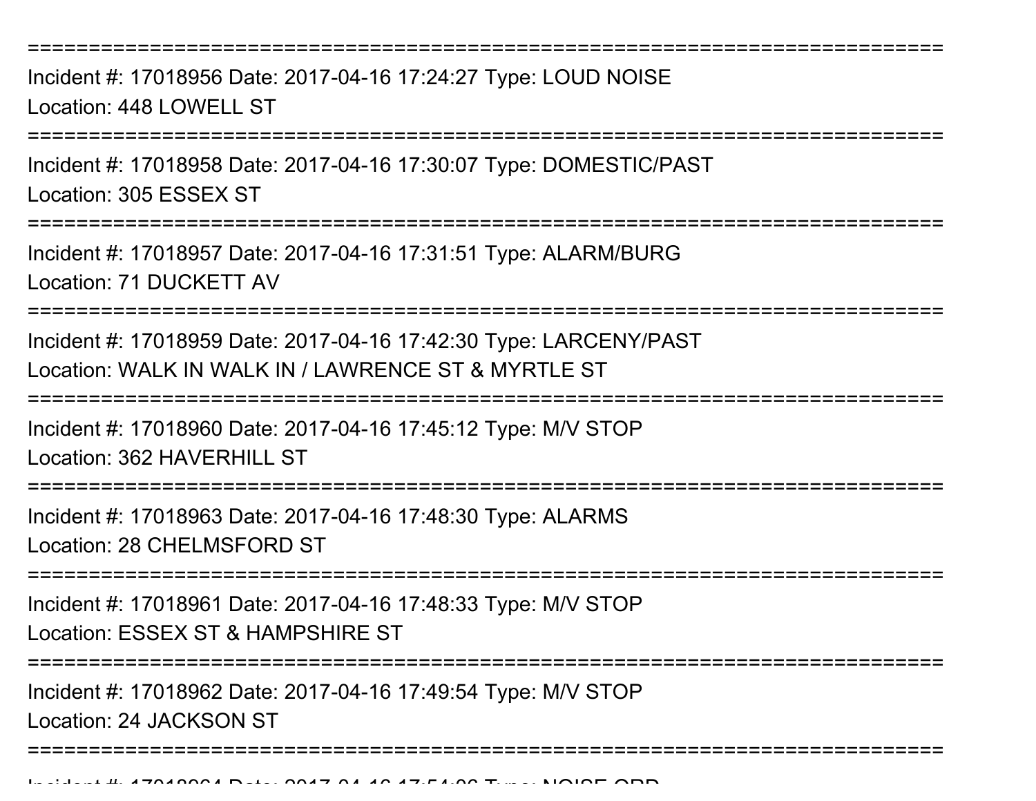===========================================================================

Incident #: 17018956 Date: 2017-04-16 17:24:27 Type: LOUD NOISE
Location: 448 LOWELL ST

===========================================================================

Incident #: 17018958 Date: 2017-04-16 17:30:07 Type: DOMESTIC/PAST
Location: 305 ESSEX ST

===========================================================================

Incident #: 17018957 Date: 2017-04-16 17:31:51 Type: ALARM/BURG
Location: 71 DUCKETT AV

===========================================================================

Incident #: 17018959 Date: 2017-04-16 17:42:30 Type: LARCENY/PAST
Location: WALK IN WALK IN / LAWRENCE ST & MYRTLE ST

===========================================================================

Incident #: 17018960 Date: 2017-04-16 17:45:12 Type: M/V STOP
Location: 362 HAVERHILL ST

===========================================================================

Incident #: 17018963 Date: 2017-04-16 17:48:30 Type: ALARMS
Location: 28 CHELMSFORD ST

===========================================================================

Incident #: 17018961 Date: 2017-04-16 17:48:33 Type: M/V STOP
Location: ESSEX ST & HAMPSHIRE ST

===========================================================================

Incident #: 17018962 Date: 2017-04-16 17:49:54 Type: M/V STOP
Location: 24 JACKSON ST

===========================================================================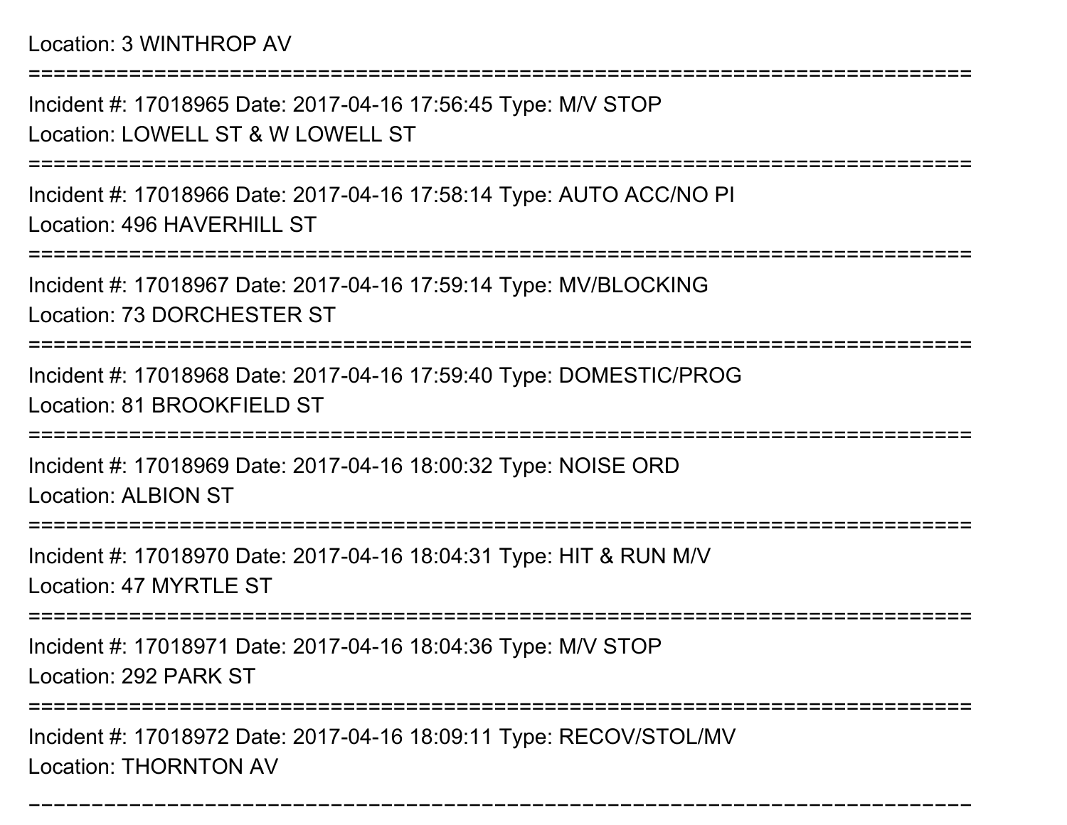Location: 3 WINTHROP AV

===========================================================================

Incident #: 17018965 Date: 2017-04-16 17:56:45 Type: M/V STOP

Location: LOWELL ST & W LOWELL ST

===========================================================================

Incident #: 17018966 Date: 2017-04-16 17:58:14 Type: AUTO ACC/NO PI

Location: 496 HAVERHILL ST

===========================================================================

Incident #: 17018967 Date: 2017-04-16 17:59:14 Type: MV/BLOCKING

Location: 73 DORCHESTER ST

===========================================================================

Incident #: 17018968 Date: 2017-04-16 17:59:40 Type: DOMESTIC/PROG

Location: 81 BROOKFIELD ST

===========================================================================

Incident #: 17018969 Date: 2017-04-16 18:00:32 Type: NOISE ORD

Location: ALBION ST

===========================================================================

Incident #: 17018970 Date: 2017-04-16 18:04:31 Type: HIT & RUN M/V

Location: 47 MYRTLE ST

===========================================================================

Incident #: 17018971 Date: 2017-04-16 18:04:36 Type: M/V STOP

Location: 292 PARK ST

===========================================================================

Incident #: 17018972 Date: 2017-04-16 18:09:11 Type: RECOV/STOL/MV

Location: THORNTON AV

===========================================================================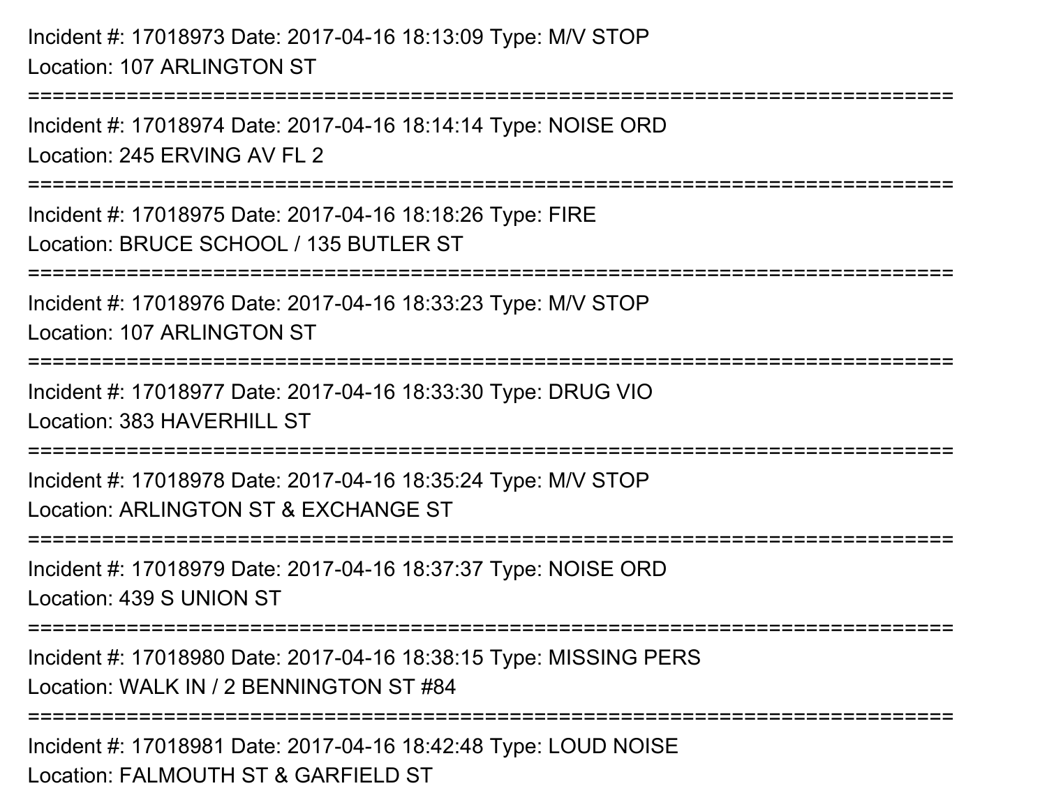Incident #: 17018973 Date: 2017-04-16 18:13:09 Type: M/V STOP
Location: 107 ARLINGTON ST

===========================================================================

Incident #: 17018974 Date: 2017-04-16 18:14:14 Type: NOISE ORD
Location: 245 ERVING AV FL 2

===========================================================================

Incident #: 17018975 Date: 2017-04-16 18:18:26 Type: FIRE
Location: BRUCE SCHOOL / 135 BUTLER ST

===========================================================================

Incident #: 17018976 Date: 2017-04-16 18:33:23 Type: M/V STOP
Location: 107 ARLINGTON ST

===========================================================================

Incident #: 17018977 Date: 2017-04-16 18:33:30 Type: DRUG VIO
Location: 383 HAVERHILL ST

===========================================================================

Incident #: 17018978 Date: 2017-04-16 18:35:24 Type: M/V STOP
Location: ARLINGTON ST & EXCHANGE ST

===========================================================================

Incident #: 17018979 Date: 2017-04-16 18:37:37 Type: NOISE ORD
Location: 439 S UNION ST

===========================================================================

Incident #: 17018980 Date: 2017-04-16 18:38:15 Type: MISSING PERS
Location: WALK IN / 2 BENNINGTON ST #84

===========================================================================

Incident #: 17018981 Date: 2017-04-16 18:42:48 Type: LOUD NOISE
Location: FALMOUTH ST & GARFIELD ST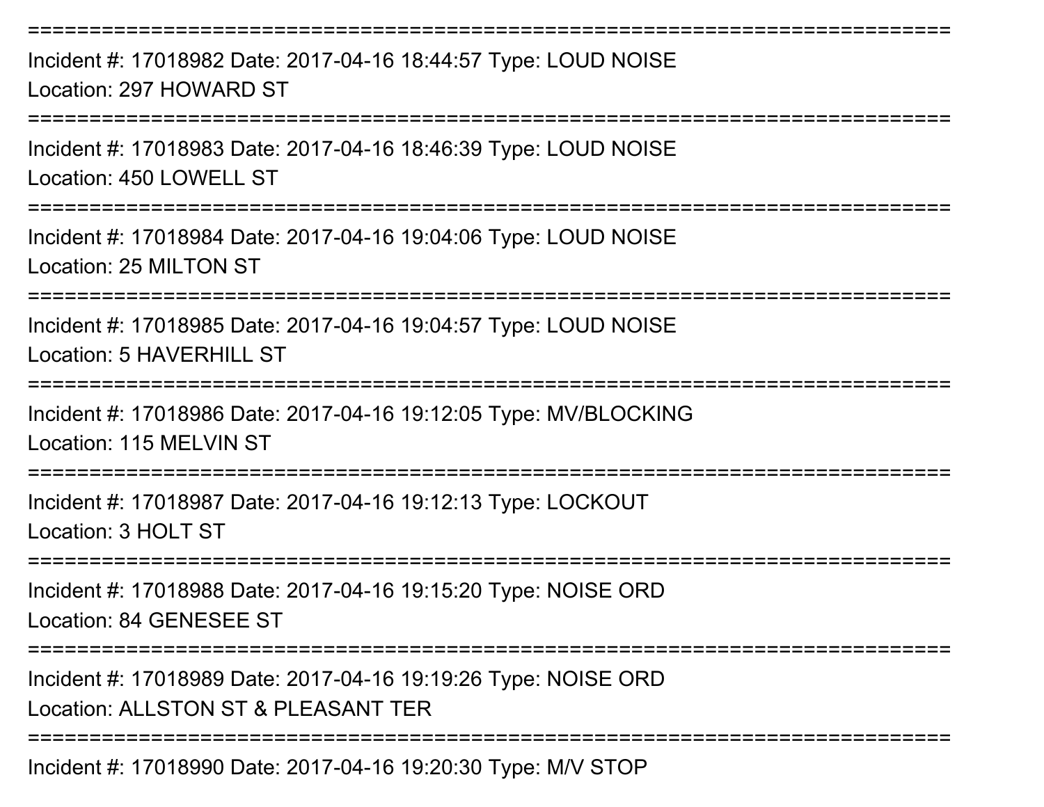===========================================================================
Incident #: 17018982 Date: 2017-04-16 18:44:57 Type: LOUD NOISE
Location: 297 HOWARD ST
===========================================================================
Incident #: 17018983 Date: 2017-04-16 18:46:39 Type: LOUD NOISE
Location: 450 LOWELL ST
===========================================================================
Incident #: 17018984 Date: 2017-04-16 19:04:06 Type: LOUD NOISE
Location: 25 MILTON ST
===========================================================================
Incident #: 17018985 Date: 2017-04-16 19:04:57 Type: LOUD NOISE
Location: 5 HAVERHILL ST
===========================================================================
Incident #: 17018986 Date: 2017-04-16 19:12:05 Type: MV/BLOCKING
Location: 115 MELVIN ST
===========================================================================
Incident #: 17018987 Date: 2017-04-16 19:12:13 Type: LOCKOUT
Location: 3 HOLT ST
===========================================================================
Incident #: 17018988 Date: 2017-04-16 19:15:20 Type: NOISE ORD
Location: 84 GENESEE ST
===========================================================================
Incident #: 17018989 Date: 2017-04-16 19:19:26 Type: NOISE ORD
Location: ALLSTON ST & PLEASANT TER
===========================================================================
Incident #: 17018990 Date: 2017-04-16 19:20:30 Type: M/V STOP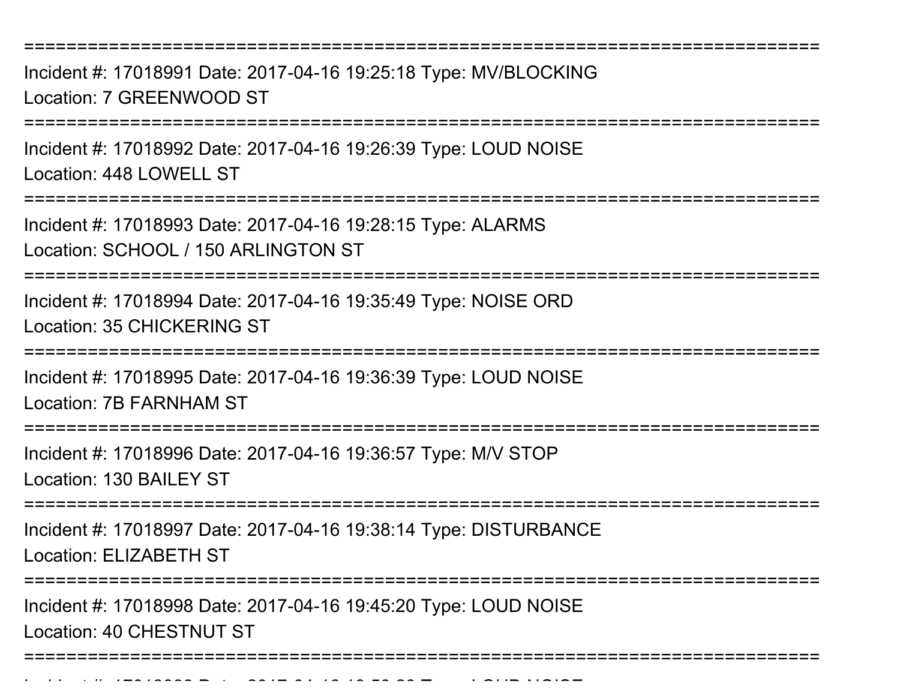===========================================================================

Incident #: 17018991 Date: 2017-04-16 19:25:18 Type: MV/BLOCKING
Location: 7 GREENWOOD ST

===========================================================================

Incident #: 17018992 Date: 2017-04-16 19:26:39 Type: LOUD NOISE
Location: 448 LOWELL ST

===========================================================================

Incident #: 17018993 Date: 2017-04-16 19:28:15 Type: ALARMS
Location: SCHOOL / 150 ARLINGTON ST

===========================================================================

Incident #: 17018994 Date: 2017-04-16 19:35:49 Type: NOISE ORD
Location: 35 CHICKERING ST

===========================================================================

Incident #: 17018995 Date: 2017-04-16 19:36:39 Type: LOUD NOISE
Location: 7B FARNHAM ST

===========================================================================

Incident #: 17018996 Date: 2017-04-16 19:36:57 Type: M/V STOP
Location: 130 BAILEY ST

===========================================================================

Incident #: 17018997 Date: 2017-04-16 19:38:14 Type: DISTURBANCE
Location: ELIZABETH ST

===========================================================================

Incident #: 17018998 Date: 2017-04-16 19:45:20 Type: LOUD NOISE
Location: 40 CHESTNUT ST

===========================================================================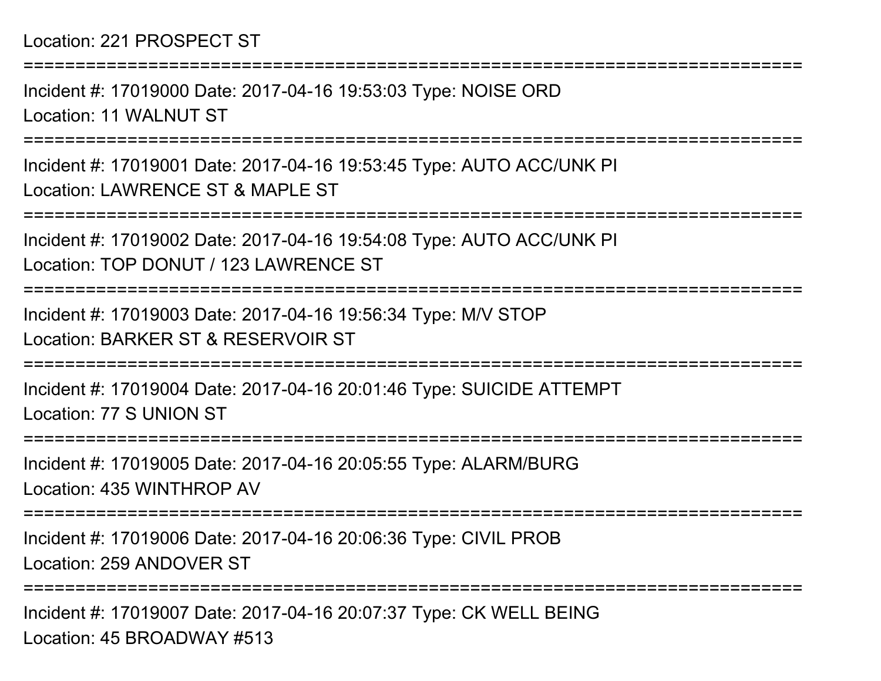Location: 221 PROSPECT ST

===========================================================================

Incident #: 17019000 Date: 2017-04-16 19:53:03 Type: NOISE ORD
Location: 11 WALNUT ST

===========================================================================

Incident #: 17019001 Date: 2017-04-16 19:53:45 Type: AUTO ACC/UNK PI
Location: LAWRENCE ST & MAPLE ST

===========================================================================

Incident #: 17019002 Date: 2017-04-16 19:54:08 Type: AUTO ACC/UNK PI
Location: TOP DONUT / 123 LAWRENCE ST

===========================================================================

Incident #: 17019003 Date: 2017-04-16 19:56:34 Type: M/V STOP
Location: BARKER ST & RESERVOIR ST

===========================================================================

Incident #: 17019004 Date: 2017-04-16 20:01:46 Type: SUICIDE ATTEMPT
Location: 77 S UNION ST

===========================================================================

Incident #: 17019005 Date: 2017-04-16 20:05:55 Type: ALARM/BURG
Location: 435 WINTHROP AV

===========================================================================

Incident #: 17019006 Date: 2017-04-16 20:06:36 Type: CIVIL PROB
Location: 259 ANDOVER ST

===========================================================================

Incident #: 17019007 Date: 2017-04-16 20:07:37 Type: CK WELL BEING
Location: 45 BROADWAY #513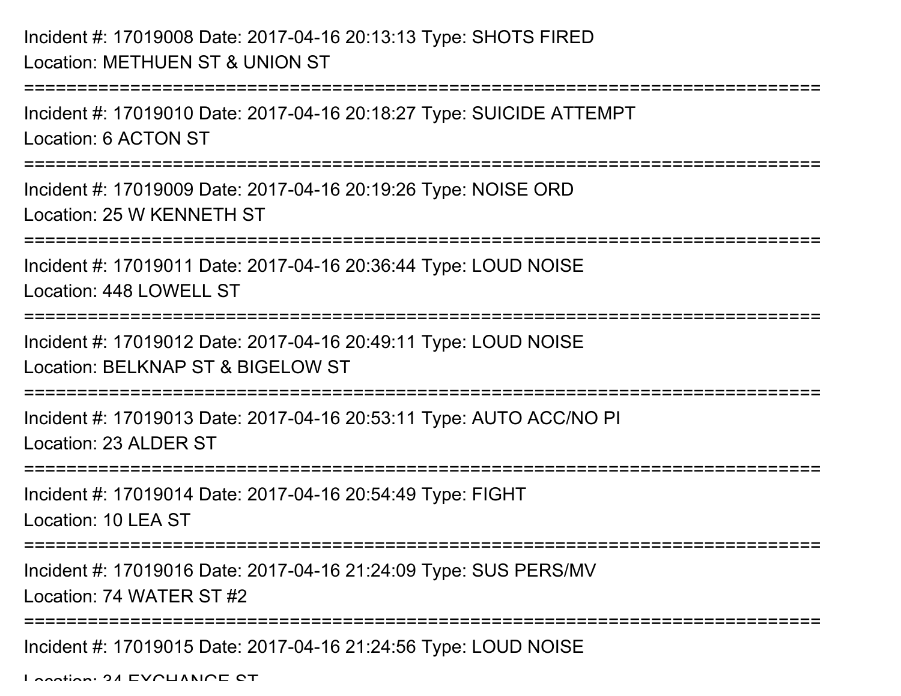Incident #: 17019008 Date: 2017-04-16 20:13:13 Type: SHOTS FIRED

Location: METHUEN ST & UNION ST

===========================================================================

Incident #: 17019010 Date: 2017-04-16 20:18:27 Type: SUICIDE ATTEMPT

Location: 6 ACTON ST

===========================================================================

Incident #: 17019009 Date: 2017-04-16 20:19:26 Type: NOISE ORD

Location: 25 W KENNETH ST

===========================================================================

Incident #: 17019011 Date: 2017-04-16 20:36:44 Type: LOUD NOISE

Location: 448 LOWELL ST

===========================================================================

Incident #: 17019012 Date: 2017-04-16 20:49:11 Type: LOUD NOISE

Location: BELKNAP ST & BIGELOW ST

===========================================================================

Incident #: 17019013 Date: 2017-04-16 20:53:11 Type: AUTO ACC/NO PI

Location: 23 ALDER ST

===========================================================================

Incident #: 17019014 Date: 2017-04-16 20:54:49 Type: FIGHT

Location: 10 LEA ST

===========================================================================

Incident #: 17019016 Date: 2017-04-16 21:24:09 Type: SUS PERS/MV

Location: 74 WATER ST #2

===========================================================================

Incident #: 17019015 Date: 2017-04-16 21:24:56 Type: LOUD NOISE

Location: 34 EXCHANGE ST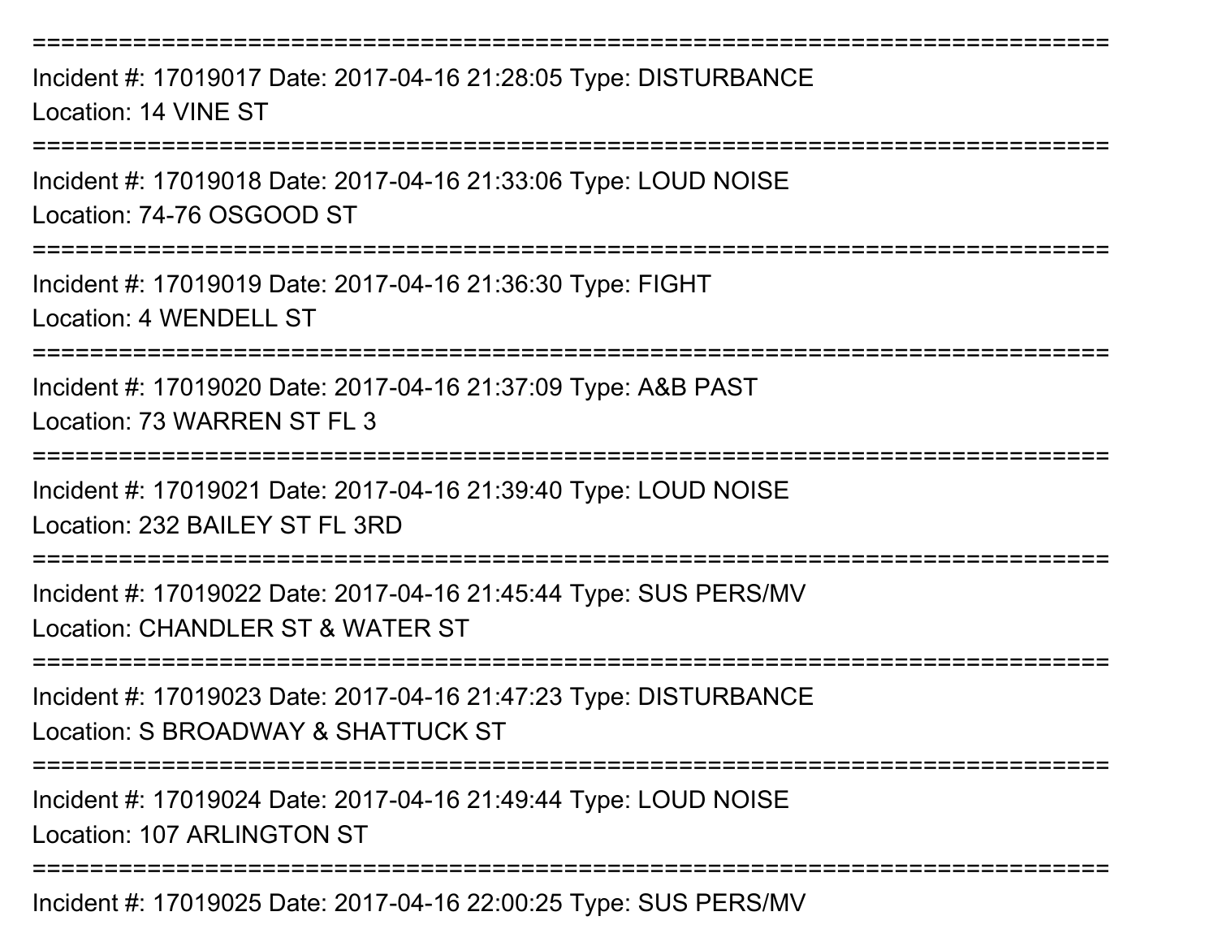===========================================================================

Incident #: 17019017 Date: 2017-04-16 21:28:05 Type: DISTURBANCE
Location: 14 VINE ST

===========================================================================

Incident #: 17019018 Date: 2017-04-16 21:33:06 Type: LOUD NOISE
Location: 74-76 OSGOOD ST

===========================================================================

Incident #: 17019019 Date: 2017-04-16 21:36:30 Type: FIGHT
Location: 4 WENDELL ST

===========================================================================

Incident #: 17019020 Date: 2017-04-16 21:37:09 Type: A&B PAST
Location: 73 WARREN ST FL 3

===========================================================================

Incident #: 17019021 Date: 2017-04-16 21:39:40 Type: LOUD NOISE
Location: 232 BAILEY ST FL 3RD

===========================================================================

Incident #: 17019022 Date: 2017-04-16 21:45:44 Type: SUS PERS/MV
Location: CHANDLER ST & WATER ST

===========================================================================

Incident #: 17019023 Date: 2017-04-16 21:47:23 Type: DISTURBANCE
Location: S BROADWAY & SHATTUCK ST

===========================================================================

Incident #: 17019024 Date: 2017-04-16 21:49:44 Type: LOUD NOISE
Location: 107 ARLINGTON ST

===========================================================================

Incident #: 17019025 Date: 2017-04-16 22:00:25 Type: SUS PERS/MV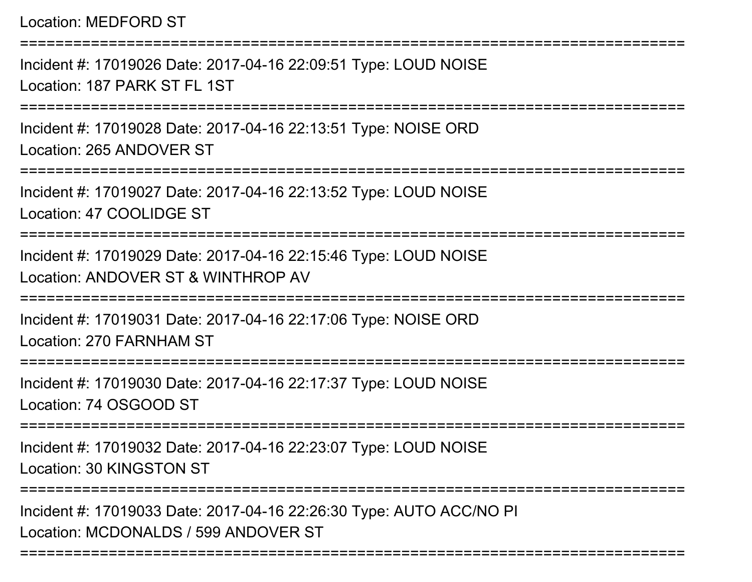Location: MEDFORD ST

===========================================================================

Incident #: 17019026 Date: 2017-04-16 22:09:51 Type: LOUD NOISE
Location: 187 PARK ST FL 1ST

===========================================================================

Incident #: 17019028 Date: 2017-04-16 22:13:51 Type: NOISE ORD
Location: 265 ANDOVER ST

===========================================================================

Incident #: 17019027 Date: 2017-04-16 22:13:52 Type: LOUD NOISE
Location: 47 COOLIDGE ST

===========================================================================

Incident #: 17019029 Date: 2017-04-16 22:15:46 Type: LOUD NOISE
Location: ANDOVER ST & WINTHROP AV

===========================================================================

Incident #: 17019031 Date: 2017-04-16 22:17:06 Type: NOISE ORD
Location: 270 FARNHAM ST

===========================================================================

Incident #: 17019030 Date: 2017-04-16 22:17:37 Type: LOUD NOISE
Location: 74 OSGOOD ST

===========================================================================

Incident #: 17019032 Date: 2017-04-16 22:23:07 Type: LOUD NOISE
Location: 30 KINGSTON ST

===========================================================================

Incident #: 17019033 Date: 2017-04-16 22:26:30 Type: AUTO ACC/NO PI
Location: MCDONALDS / 599 ANDOVER ST

===========================================================================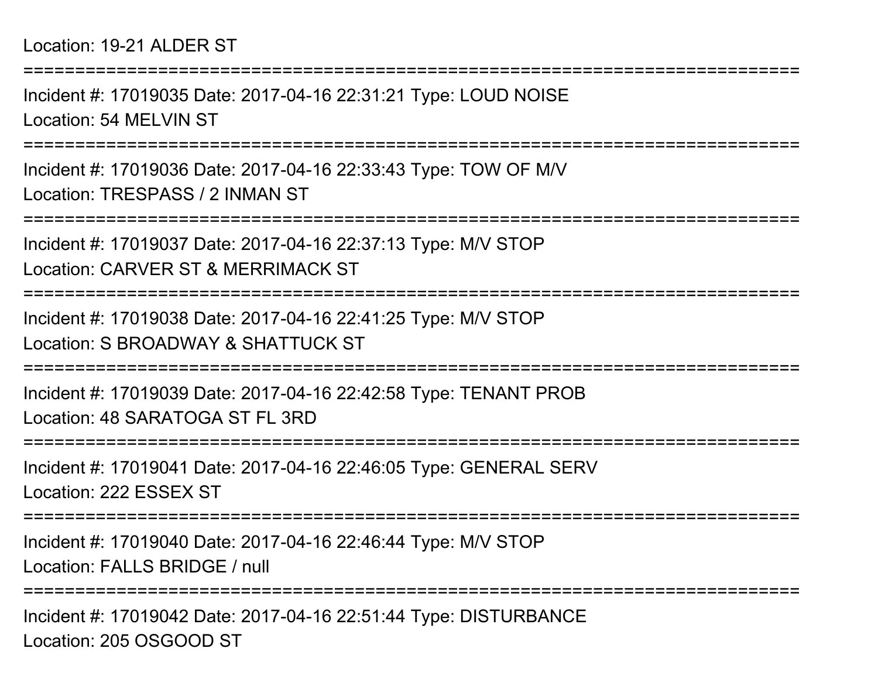Location: 19-21 ALDER ST

===========================================================================

Incident #: 17019035 Date: 2017-04-16 22:31:21 Type: LOUD NOISE
Location: 54 MELVIN ST

===========================================================================

Incident #: 17019036 Date: 2017-04-16 22:33:43 Type: TOW OF M/V
Location: TRESPASS / 2 INMAN ST

===========================================================================

Incident #: 17019037 Date: 2017-04-16 22:37:13 Type: M/V STOP
Location: CARVER ST & MERRIMACK ST

===========================================================================

Incident #: 17019038 Date: 2017-04-16 22:41:25 Type: M/V STOP
Location: S BROADWAY & SHATTUCK ST

===========================================================================

Incident #: 17019039 Date: 2017-04-16 22:42:58 Type: TENANT PROB
Location: 48 SARATOGA ST FL 3RD

===========================================================================

Incident #: 17019041 Date: 2017-04-16 22:46:05 Type: GENERAL SERV
Location: 222 ESSEX ST

===========================================================================

Incident #: 17019040 Date: 2017-04-16 22:46:44 Type: M/V STOP
Location: FALLS BRIDGE / null

===========================================================================

Incident #: 17019042 Date: 2017-04-16 22:51:44 Type: DISTURBANCE
Location: 205 OSGOOD ST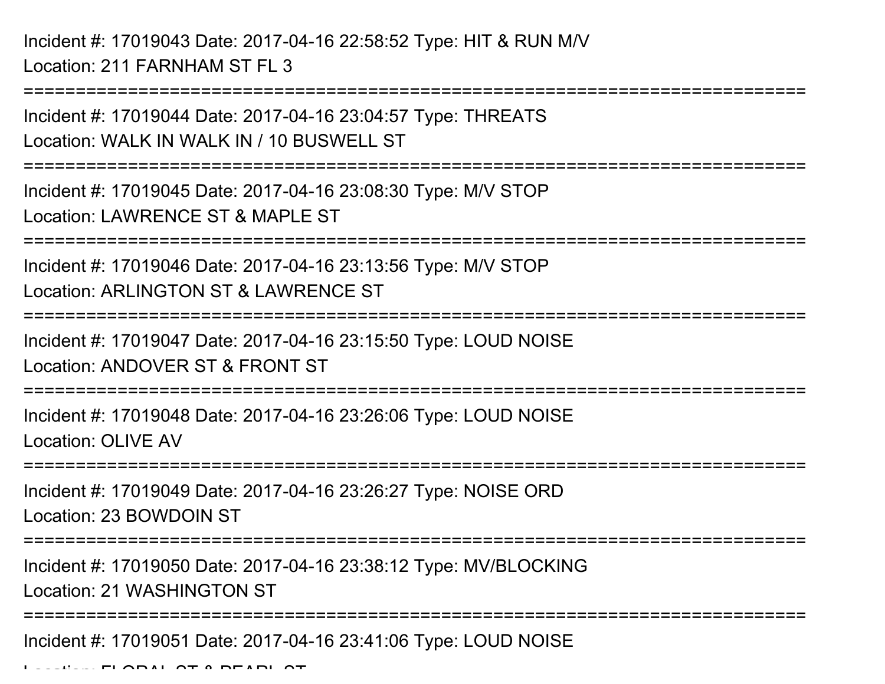Incident #: 17019043 Date: 2017-04-16 22:58:52 Type: HIT & RUN M/V
Location: 211 FARNHAM ST FL 3

===========================================================================

Incident #: 17019044 Date: 2017-04-16 23:04:57 Type: THREATS
Location: WALK IN WALK IN / 10 BUSWELL ST

===========================================================================

Incident #: 17019045 Date: 2017-04-16 23:08:30 Type: M/V STOP
Location: LAWRENCE ST & MAPLE ST

===========================================================================

Incident #: 17019046 Date: 2017-04-16 23:13:56 Type: M/V STOP
Location: ARLINGTON ST & LAWRENCE ST

===========================================================================

Incident #: 17019047 Date: 2017-04-16 23:15:50 Type: LOUD NOISE
Location: ANDOVER ST & FRONT ST

===========================================================================

Incident #: 17019048 Date: 2017-04-16 23:26:06 Type: LOUD NOISE
Location: OLIVE AV

===========================================================================

Incident #: 17019049 Date: 2017-04-16 23:26:27 Type: NOISE ORD
Location: 23 BOWDOIN ST

===========================================================================

Incident #: 17019050 Date: 2017-04-16 23:38:12 Type: MV/BLOCKING
Location: 21 WASHINGTON ST

===========================================================================

Incident #: 17019051 Date: 2017-04-16 23:41:06 Type: LOUD NOISE
Location: FLORAL ST & PEARL ST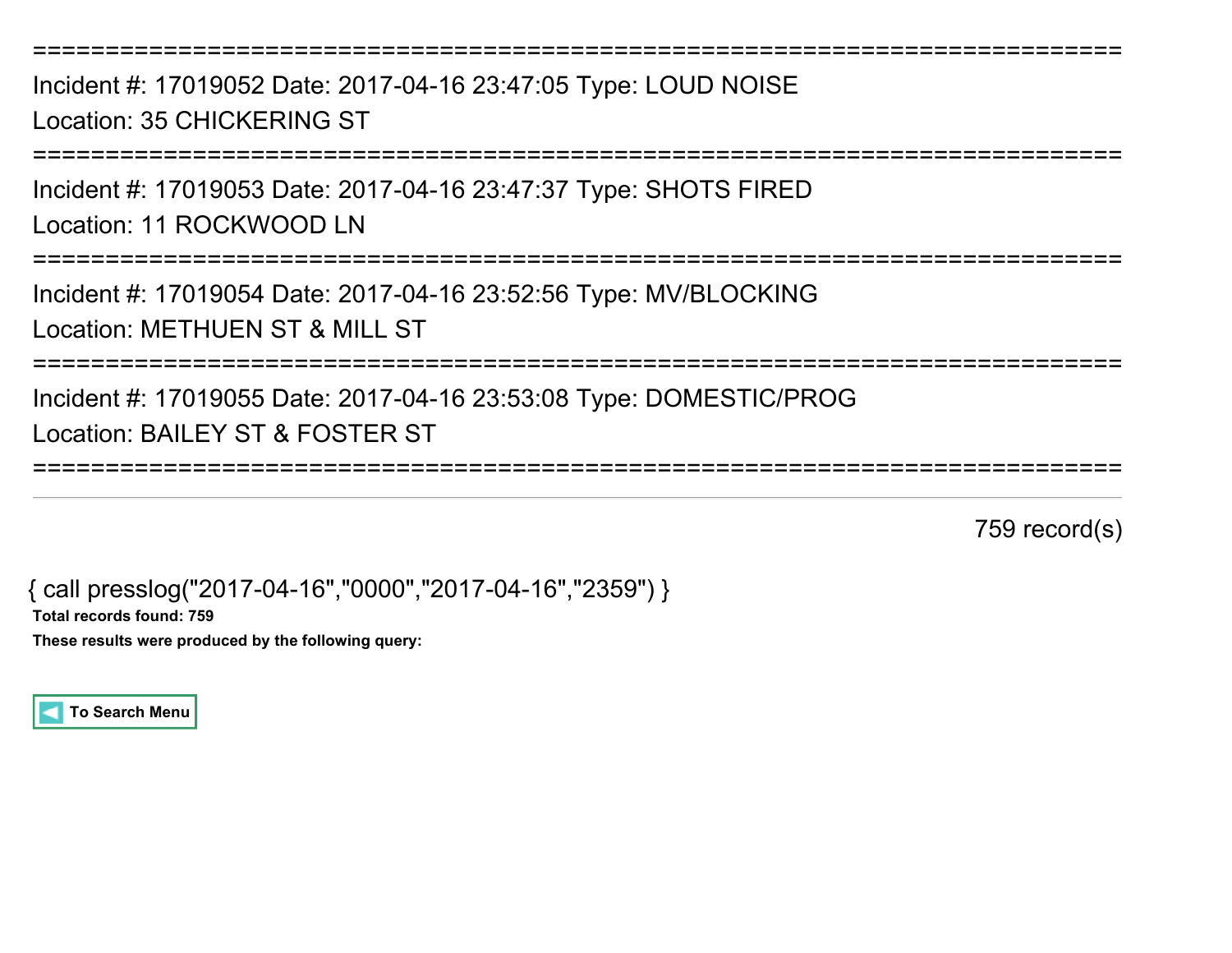===========================================================================

Incident #: 17019052 Date: 2017-04-16 23:47:05 Type: LOUD NOISE

Location: 35 CHICKERING ST

===========================================================================

Incident #: 17019053 Date: 2017-04-16 23:47:37 Type: SHOTS FIRED

Location: 11 ROCKWOOD LN

===========================================================================

Incident #: 17019054 Date: 2017-04-16 23:52:56 Type: MV/BLOCKING

Location: METHUEN ST & MILL ST

===========================================================================

Incident #: 17019055 Date: 2017-04-16 23:53:08 Type: DOMESTIC/PROG

Location: BAILEY ST & FOSTER ST

===========================================================================

---

759 record(s)

{ call presslog("2017-04-16","0000","2017-04-16","2359") }

**Total records found: 759**

**These results were produced by the following query:**

**To Search Menu**